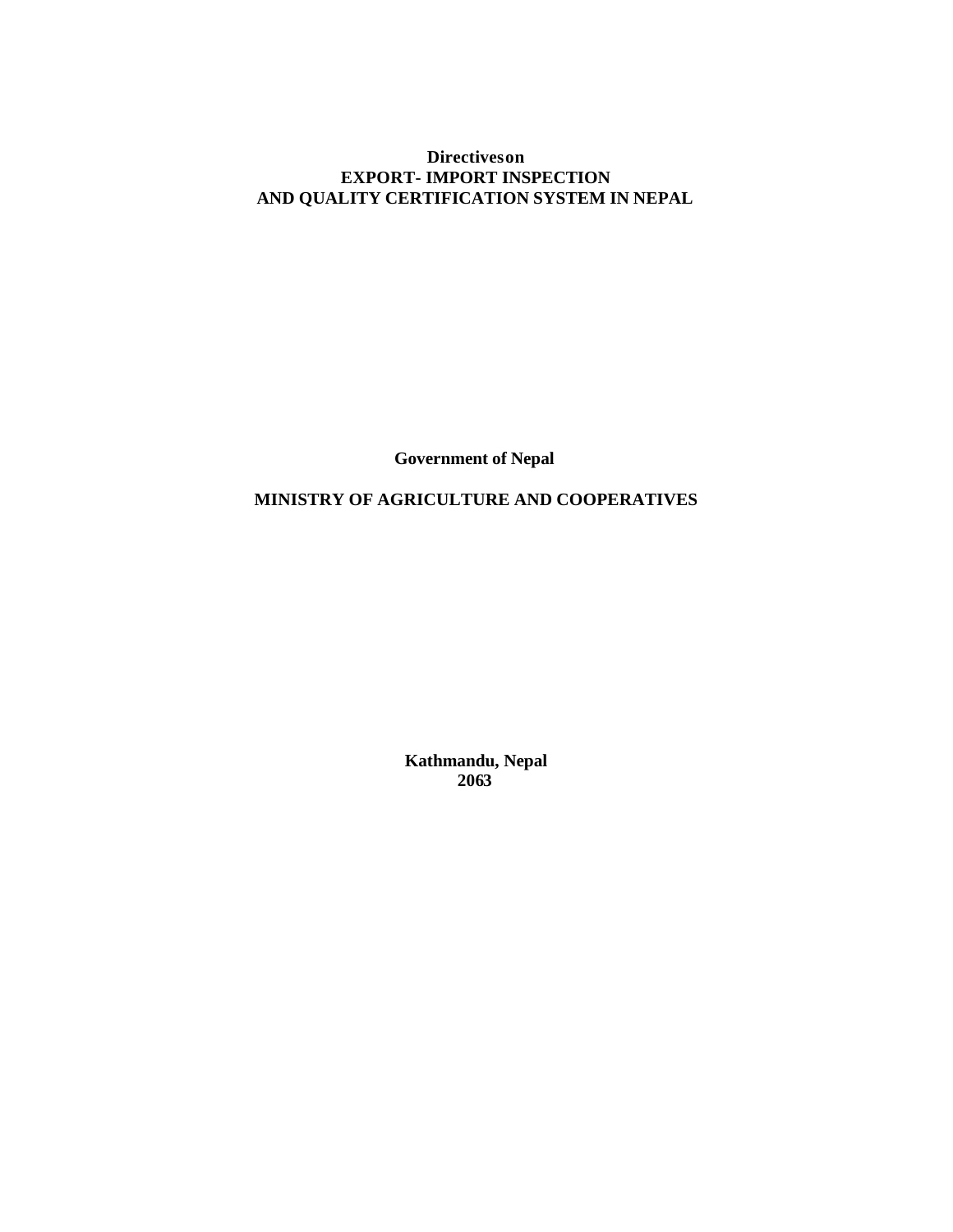# Directives on
# EXPORT- IMPORT INSPECTION
# AND QUALITY CERTIFICATION SYSTEM IN NEPAL

**Government of Nepal**

**MINISTRY OF AGRICULTURE AND COOPERATIVES**

**Kathmandu, Nepal**
**2063**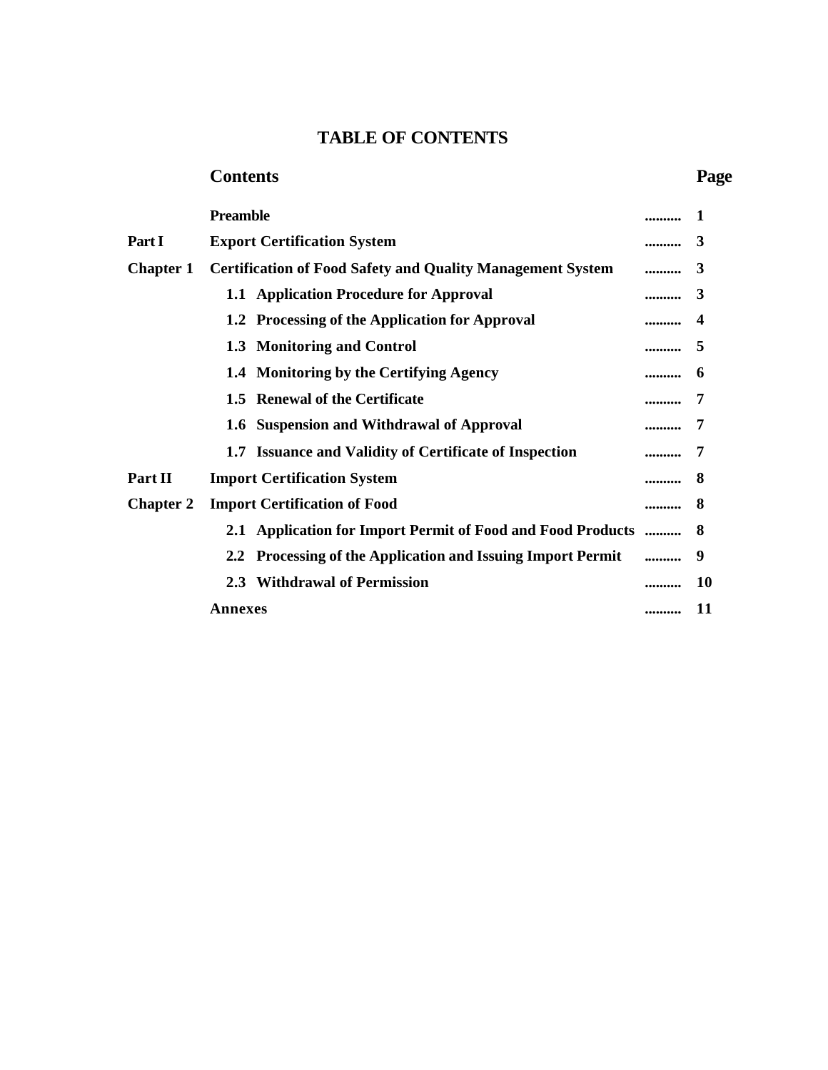# TABLE OF CONTENTS

| | Contents | | Page |
|---|---|---|---|
| | **Preamble** | .......... | **1** |
| **Part I** | **Export Certification System** | .......... | **3** |
| **Chapter 1** | **Certification of Food Safety and Quality Management System** | .......... | **3** |
| | **1.1 Application Procedure for Approval** | .......... | **3** |
| | **1.2 Processing of the Application for Approval** | .......... | **4** |
| | **1.3 Monitoring and Control** | .......... | **5** |
| | **1.4 Monitoring by the Certifying Agency** | .......... | **6** |
| | **1.5 Renewal of the Certificate** | .......... | **7** |
| | **1.6 Suspension and Withdrawal of Approval** | .......... | **7** |
| | **1.7 Issuance and Validity of Certificate of Inspection** | .......... | **7** |
| **Part II** | **Import Certification System** | .......... | **8** |
| **Chapter 2** | **Import Certification of Food** | .......... | **8** |
| | **2.1 Application for Import Permit of Food and Food Products** | .......... | **8** |
| | **2.2 Processing of the Application and Issuing Import Permit** | .......... | **9** |
| | **2.3 Withdrawal of Permission** | .......... | **10** |
| | **Annexes** | .......... | **11** |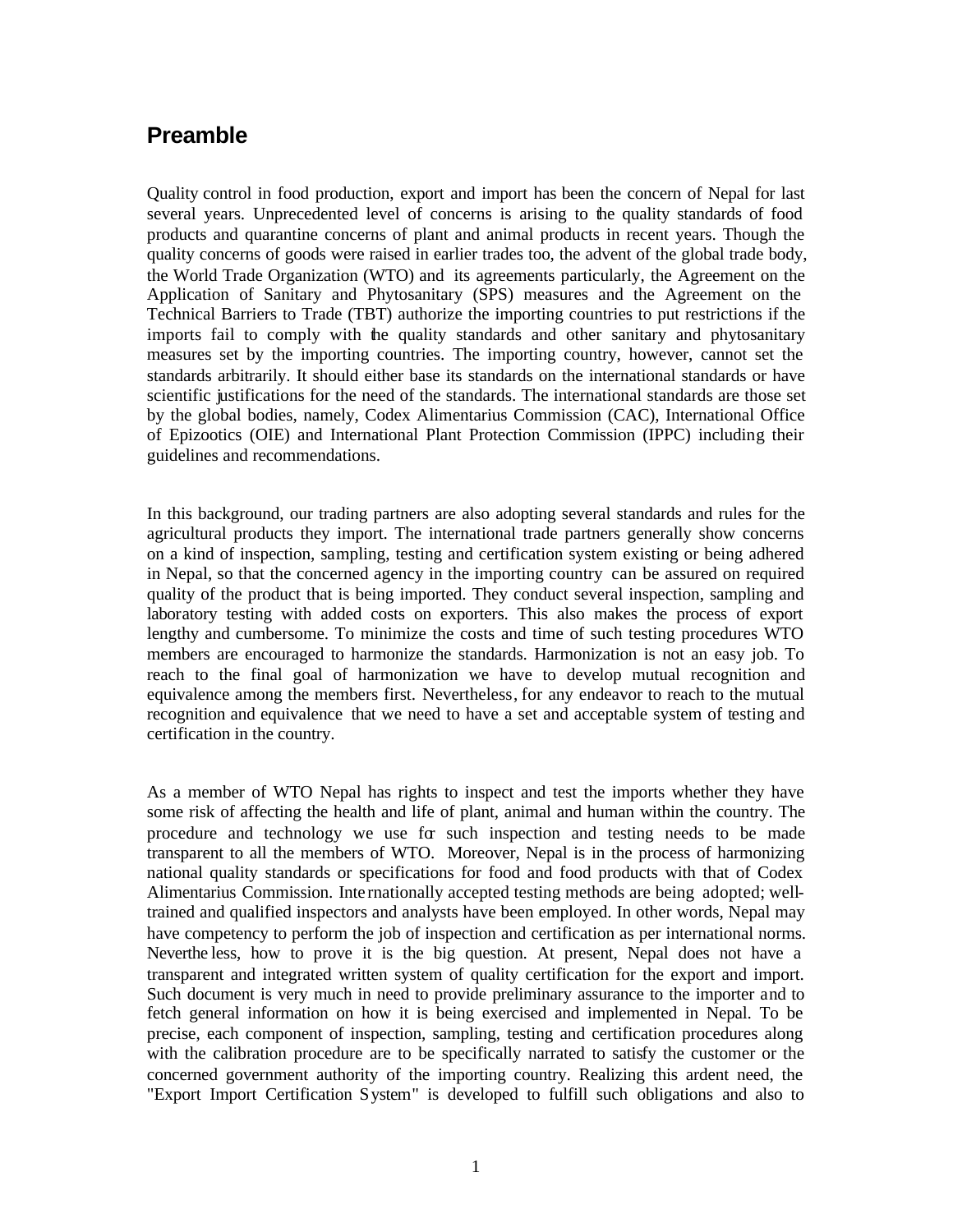## Preamble

Quality control in food production, export and import has been the concern of Nepal for last several years. Unprecedented level of concerns is arising to the quality standards of food products and quarantine concerns of plant and animal products in recent years. Though the quality concerns of goods were raised in earlier trades too, the advent of the global trade body, the World Trade Organization (WTO) and its agreements particularly, the Agreement on the Application of Sanitary and Phytosanitary (SPS) measures and the Agreement on the Technical Barriers to Trade (TBT) authorize the importing countries to put restrictions if the imports fail to comply with the quality standards and other sanitary and phytosanitary measures set by the importing countries. The importing country, however, cannot set the standards arbitrarily. It should either base its standards on the international standards or have scientific justifications for the need of the standards. The international standards are those set by the global bodies, namely, Codex Alimentarius Commission (CAC), International Office of Epizootics (OIE) and International Plant Protection Commission (IPPC) including their guidelines and recommendations.

In this background, our trading partners are also adopting several standards and rules for the agricultural products they import. The international trade partners generally show concerns on a kind of inspection, sampling, testing and certification system existing or being adhered in Nepal, so that the concerned agency in the importing country can be assured on required quality of the product that is being imported. They conduct several inspection, sampling and laboratory testing with added costs on exporters. This also makes the process of export lengthy and cumbersome. To minimize the costs and time of such testing procedures WTO members are encouraged to harmonize the standards. Harmonization is not an easy job. To reach to the final goal of harmonization we have to develop mutual recognition and equivalence among the members first. Nevertheless, for any endeavor to reach to the mutual recognition and equivalence that we need to have a set and acceptable system of testing and certification in the country.

As a member of WTO Nepal has rights to inspect and test the imports whether they have some risk of affecting the health and life of plant, animal and human within the country. The procedure and technology we use for such inspection and testing needs to be made transparent to all the members of WTO. Moreover, Nepal is in the process of harmonizing national quality standards or specifications for food and food products with that of Codex Alimentarius Commission. Internationally accepted testing methods are being adopted; well-trained and qualified inspectors and analysts have been employed. In other words, Nepal may have competency to perform the job of inspection and certification as per international norms. Nevertheless, how to prove it is the big question. At present, Nepal does not have a transparent and integrated written system of quality certification for the export and import. Such document is very much in need to provide preliminary assurance to the importer and to fetch general information on how it is being exercised and implemented in Nepal. To be precise, each component of inspection, sampling, testing and certification procedures along with the calibration procedure are to be specifically narrated to satisfy the customer or the concerned government authority of the importing country. Realizing this ardent need, the "Export Import Certification System" is developed to fulfill such obligations and also to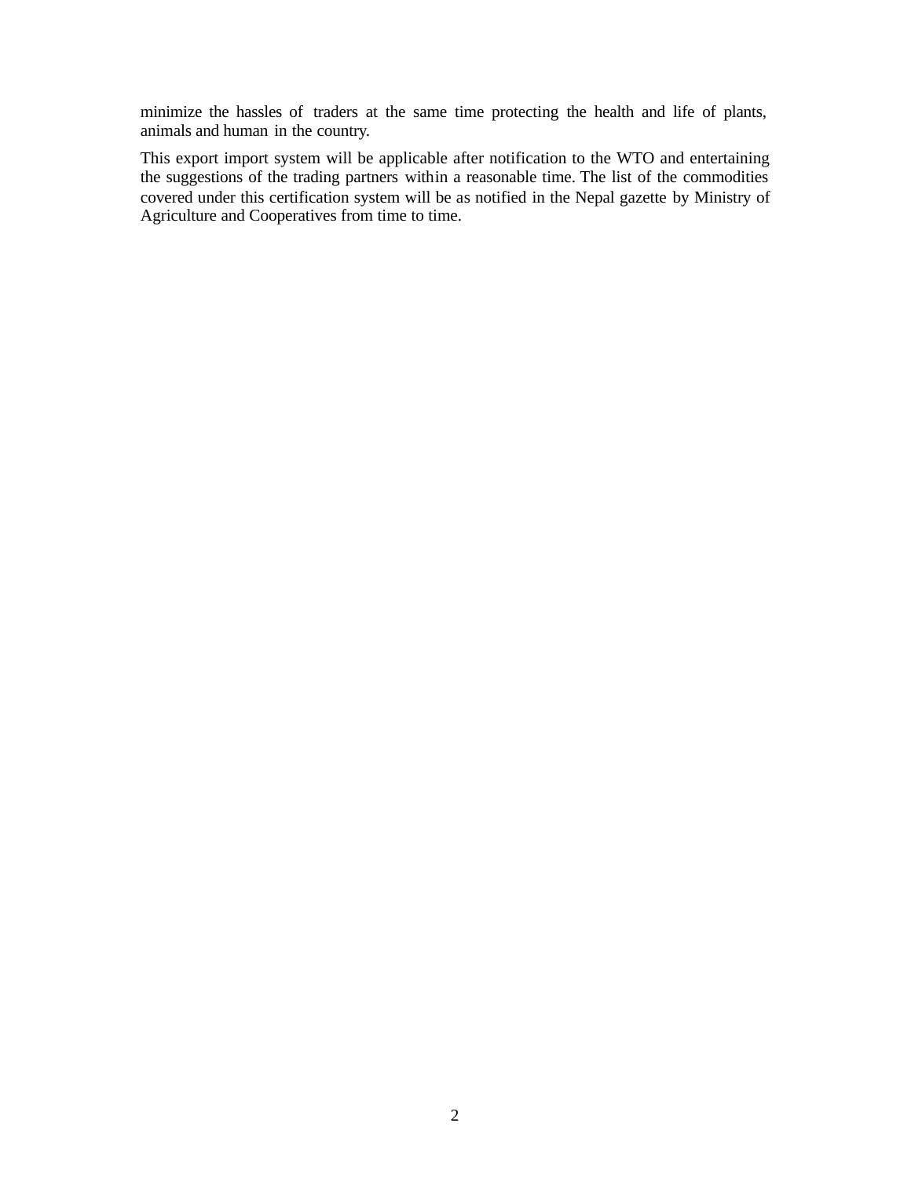minimize the hassles of traders at the same time protecting the health and life of plants, animals and human in the country.

This export import system will be applicable after notification to the WTO and entertaining the suggestions of the trading partners within a reasonable time. The list of the commodities covered under this certification system will be as notified in the Nepal gazette by Ministry of Agriculture and Cooperatives from time to time.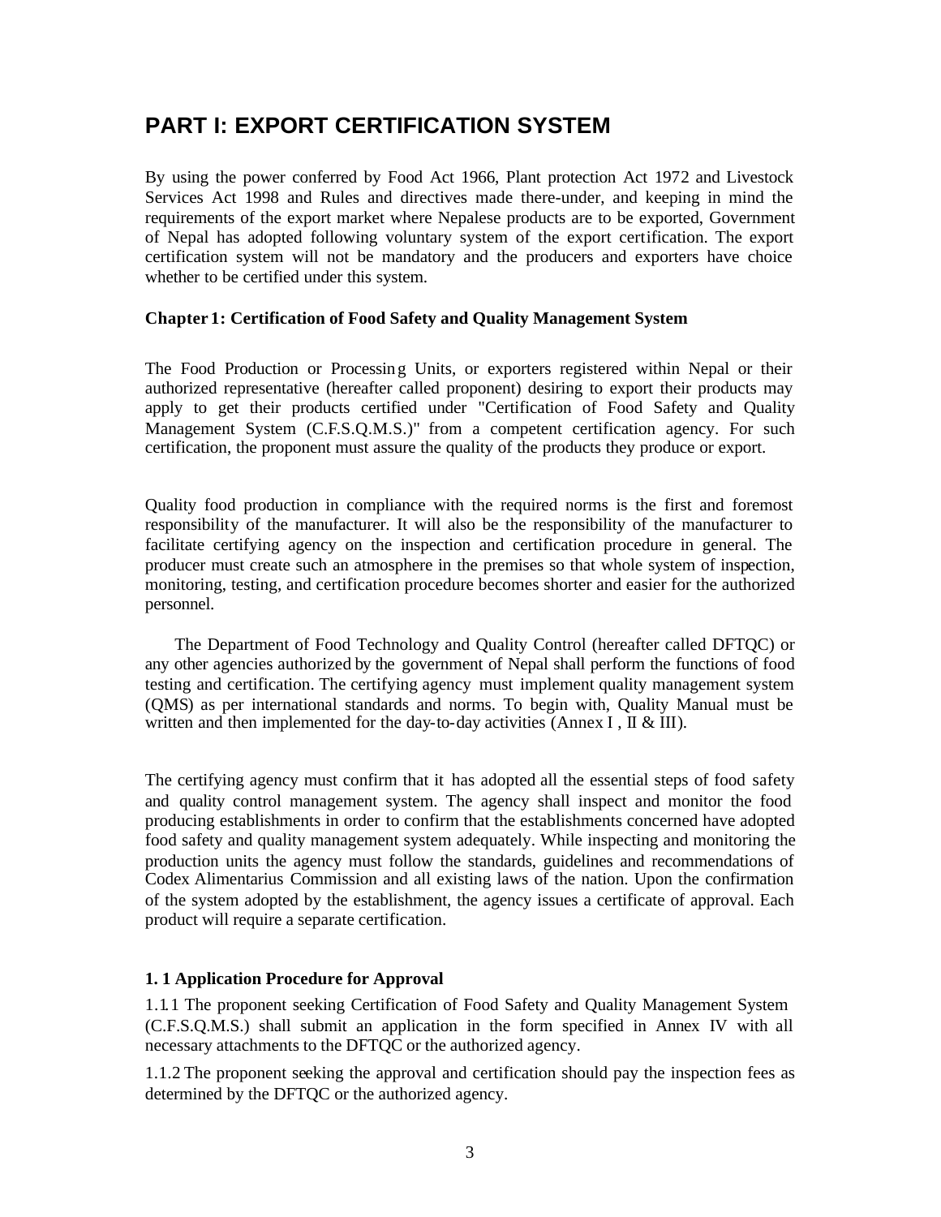# PART I: EXPORT CERTIFICATION SYSTEM

By using the power conferred by Food Act 1966, Plant protection Act 1972 and Livestock Services Act 1998 and Rules and directives made there-under, and keeping in mind the requirements of the export market where Nepalese products are to be exported, Government of Nepal has adopted following voluntary system of the export certification. The export certification system will not be mandatory and the producers and exporters have choice whether to be certified under this system.

### Chapter 1: Certification of Food Safety and Quality Management System

The Food Production or Processing Units, or exporters registered within Nepal or their authorized representative (hereafter called proponent) desiring to export their products may apply to get their products certified under "Certification of Food Safety and Quality Management System (C.F.S.Q.M.S.)" from a competent certification agency. For such certification, the proponent must assure the quality of the products they produce or export.

Quality food production in compliance with the required norms is the first and foremost responsibility of the manufacturer. It will also be the responsibility of the manufacturer to facilitate certifying agency on the inspection and certification procedure in general. The producer must create such an atmosphere in the premises so that whole system of inspection, monitoring, testing, and certification procedure becomes shorter and easier for the authorized personnel.

The Department of Food Technology and Quality Control (hereafter called DFTQC) or any other agencies authorized by the government of Nepal shall perform the functions of food testing and certification. The certifying agency must implement quality management system (QMS) as per international standards and norms. To begin with, Quality Manual must be written and then implemented for the day-to-day activities (Annex I , II & III).

The certifying agency must confirm that it has adopted all the essential steps of food safety and quality control management system. The agency shall inspect and monitor the food producing establishments in order to confirm that the establishments concerned have adopted food safety and quality management system adequately. While inspecting and monitoring the production units the agency must follow the standards, guidelines and recommendations of Codex Alimentarius Commission and all existing laws of the nation. Upon the confirmation of the system adopted by the establishment, the agency issues a certificate of approval. Each product will require a separate certification.

#### 1. 1 Application Procedure for Approval

1.1.1 The proponent seeking Certification of Food Safety and Quality Management System (C.F.S.Q.M.S.) shall submit an application in the form specified in Annex IV with all necessary attachments to the DFTQC or the authorized agency.

1.1.2 The proponent seeking the approval and certification should pay the inspection fees as determined by the DFTQC or the authorized agency.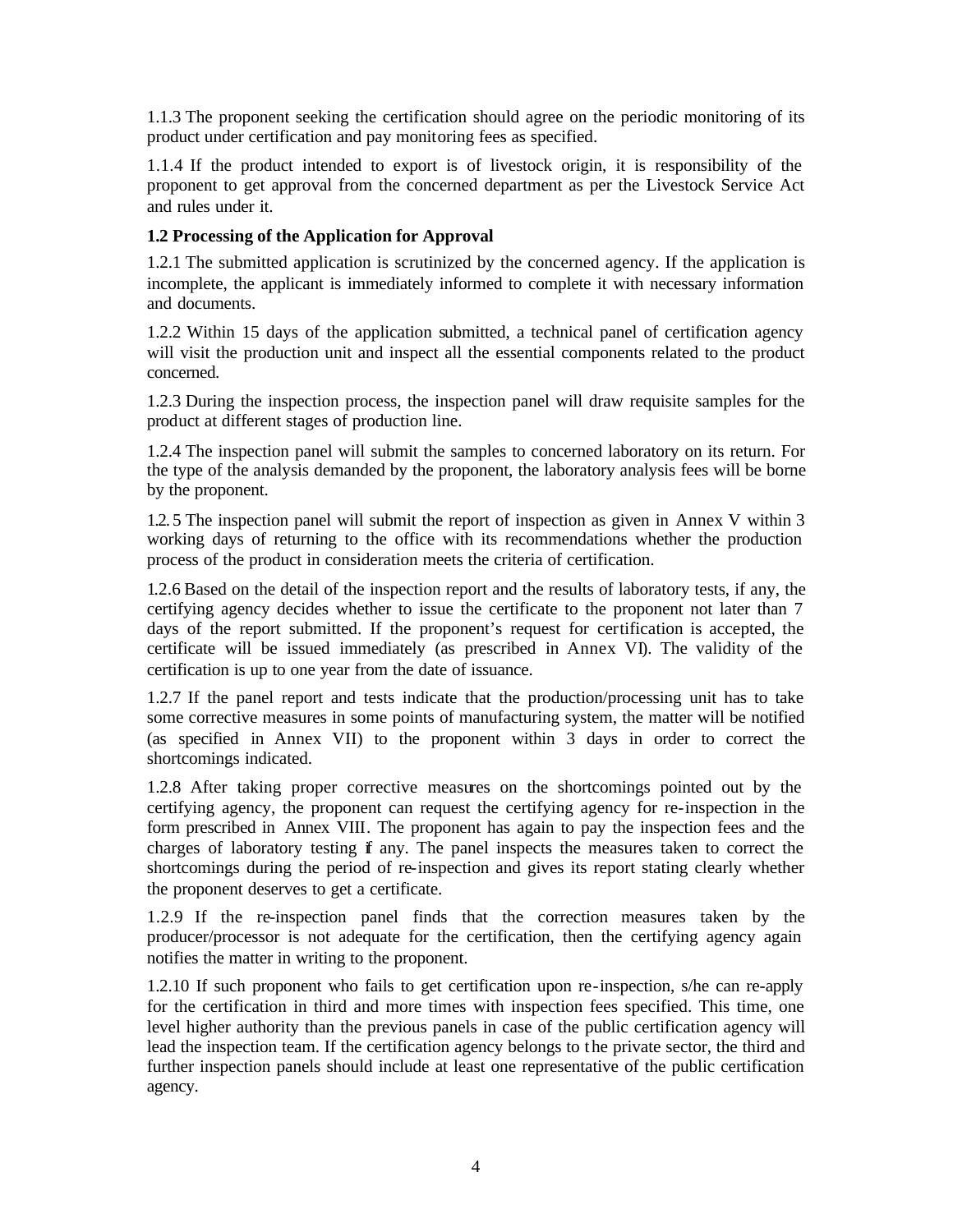1.1.3 The proponent seeking the certification should agree on the periodic monitoring of its product under certification and pay monitoring fees as specified.

1.1.4 If the product intended to export is of livestock origin, it is responsibility of the proponent to get approval from the concerned department as per the Livestock Service Act and rules under it.

**1.2 Processing of the Application for Approval**

1.2.1 The submitted application is scrutinized by the concerned agency. If the application is incomplete, the applicant is immediately informed to complete it with necessary information and documents.

1.2.2 Within 15 days of the application submitted, a technical panel of certification agency will visit the production unit and inspect all the essential components related to the product concerned.

1.2.3 During the inspection process, the inspection panel will draw requisite samples for the product at different stages of production line.

1.2.4 The inspection panel will submit the samples to concerned laboratory on its return. For the type of the analysis demanded by the proponent, the laboratory analysis fees will be borne by the proponent.

1.2.5 The inspection panel will submit the report of inspection as given in Annex V within 3 working days of returning to the office with its recommendations whether the production process of the product in consideration meets the criteria of certification.

1.2.6 Based on the detail of the inspection report and the results of laboratory tests, if any, the certifying agency decides whether to issue the certificate to the proponent not later than 7 days of the report submitted. If the proponent's request for certification is accepted, the certificate will be issued immediately (as prescribed in Annex VI). The validity of the certification is up to one year from the date of issuance.

1.2.7 If the panel report and tests indicate that the production/processing unit has to take some corrective measures in some points of manufacturing system, the matter will be notified (as specified in Annex VII) to the proponent within 3 days in order to correct the shortcomings indicated.

1.2.8 After taking proper corrective measures on the shortcomings pointed out by the certifying agency, the proponent can request the certifying agency for re-inspection in the form prescribed in Annex VIII. The proponent has again to pay the inspection fees and the charges of laboratory testing if any. The panel inspects the measures taken to correct the shortcomings during the period of re-inspection and gives its report stating clearly whether the proponent deserves to get a certificate.

1.2.9 If the re-inspection panel finds that the correction measures taken by the producer/processor is not adequate for the certification, then the certifying agency again notifies the matter in writing to the proponent.

1.2.10 If such proponent who fails to get certification upon re-inspection, s/he can re-apply for the certification in third and more times with inspection fees specified. This time, one level higher authority than the previous panels in case of the public certification agency will lead the inspection team. If the certification agency belongs to the private sector, the third and further inspection panels should include at least one representative of the public certification agency.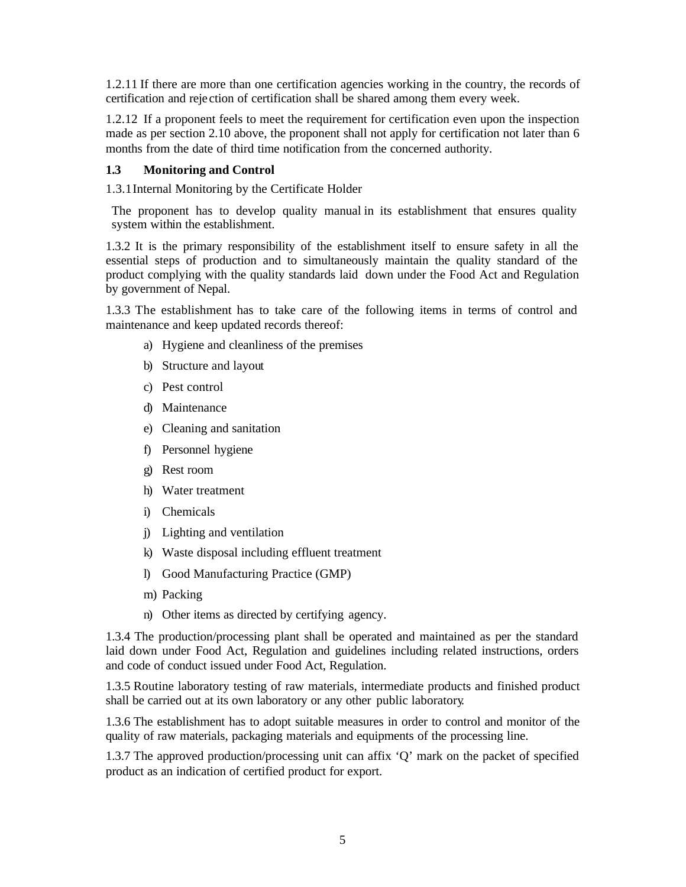1.2.11 If there are more than one certification agencies working in the country, the records of certification and rejection of certification shall be shared among them every week.

1.2.12 If a proponent feels to meet the requirement for certification even upon the inspection made as per section 2.10 above, the proponent shall not apply for certification not later than 6 months from the date of third time notification from the concerned authority.

### 1.3 Monitoring and Control

1.3.1 Internal Monitoring by the Certificate Holder

The proponent has to develop quality manual in its establishment that ensures quality system within the establishment.

1.3.2 It is the primary responsibility of the establishment itself to ensure safety in all the essential steps of production and to simultaneously maintain the quality standard of the product complying with the quality standards laid down under the Food Act and Regulation by government of Nepal.

1.3.3 The establishment has to take care of the following items in terms of control and maintenance and keep updated records thereof:

a) Hygiene and cleanliness of the premises
b) Structure and layout
c) Pest control
d) Maintenance
e) Cleaning and sanitation
f) Personnel hygiene
g) Rest room
h) Water treatment
i) Chemicals
j) Lighting and ventilation
k) Waste disposal including effluent treatment
l) Good Manufacturing Practice (GMP)
m) Packing
n) Other items as directed by certifying agency.

1.3.4 The production/processing plant shall be operated and maintained as per the standard laid down under Food Act, Regulation and guidelines including related instructions, orders and code of conduct issued under Food Act, Regulation.

1.3.5 Routine laboratory testing of raw materials, intermediate products and finished product shall be carried out at its own laboratory or any other public laboratory.

1.3.6 The establishment has to adopt suitable measures in order to control and monitor of the quality of raw materials, packaging materials and equipments of the processing line.

1.3.7 The approved production/processing unit can affix 'Q' mark on the packet of specified product as an indication of certified product for export.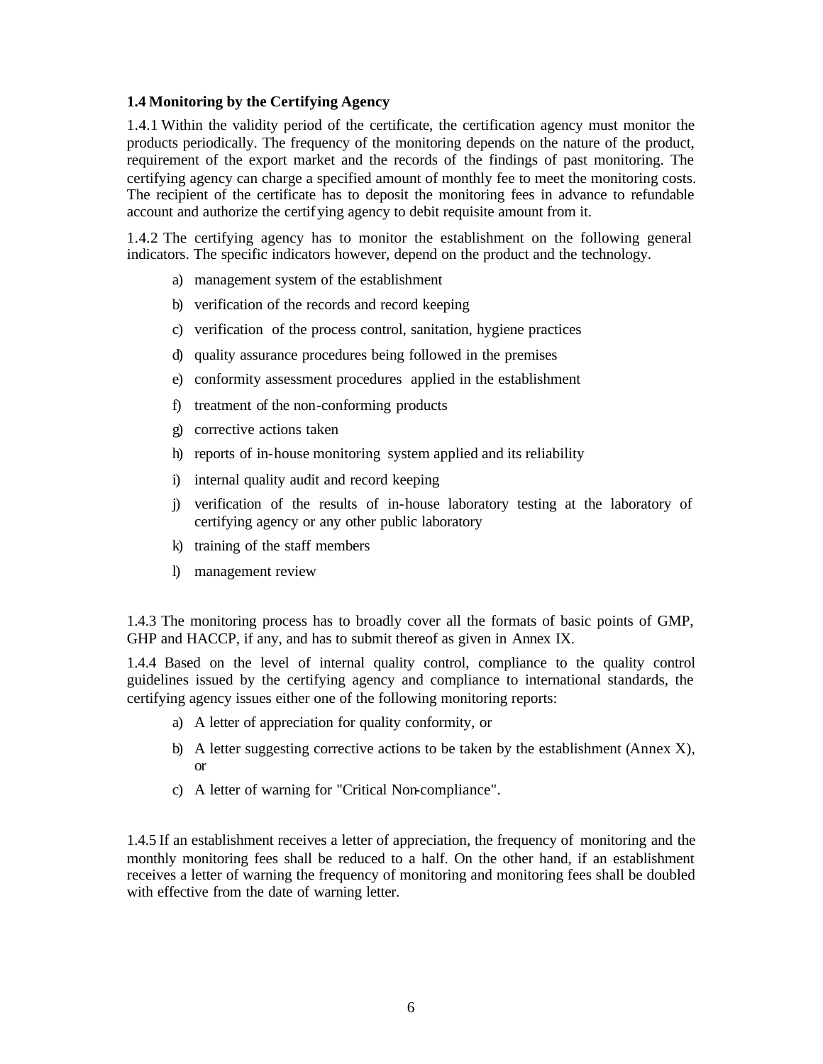### 1.4 Monitoring by the Certifying Agency

1.4.1 Within the validity period of the certificate, the certification agency must monitor the products periodically. The frequency of the monitoring depends on the nature of the product, requirement of the export market and the records of the findings of past monitoring. The certifying agency can charge a specified amount of monthly fee to meet the monitoring costs. The recipient of the certificate has to deposit the monitoring fees in advance to refundable account and authorize the certifying agency to debit requisite amount from it.

1.4.2 The certifying agency has to monitor the establishment on the following general indicators. The specific indicators however, depend on the product and the technology.

a) management system of the establishment
b) verification of the records and record keeping
c) verification of the process control, sanitation, hygiene practices
d) quality assurance procedures being followed in the premises
e) conformity assessment procedures applied in the establishment
f) treatment of the non-conforming products
g) corrective actions taken
h) reports of in-house monitoring system applied and its reliability
i) internal quality audit and record keeping
j) verification of the results of in-house laboratory testing at the laboratory of certifying agency or any other public laboratory
k) training of the staff members
l) management review

1.4.3 The monitoring process has to broadly cover all the formats of basic points of GMP, GHP and HACCP, if any, and has to submit thereof as given in Annex IX.

1.4.4 Based on the level of internal quality control, compliance to the quality control guidelines issued by the certifying agency and compliance to international standards, the certifying agency issues either one of the following monitoring reports:

a) A letter of appreciation for quality conformity, or
b) A letter suggesting corrective actions to be taken by the establishment (Annex X), or
c) A letter of warning for "Critical Non-compliance".

1.4.5 If an establishment receives a letter of appreciation, the frequency of monitoring and the monthly monitoring fees shall be reduced to a half. On the other hand, if an establishment receives a letter of warning the frequency of monitoring and monitoring fees shall be doubled with effective from the date of warning letter.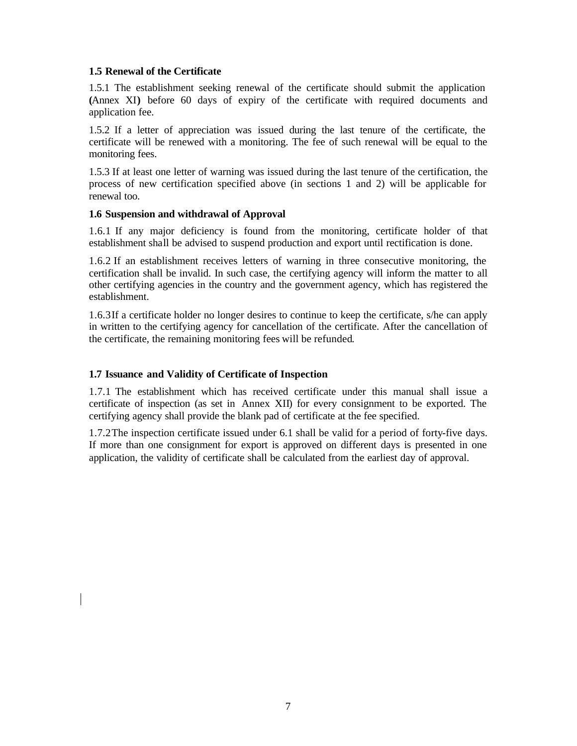**1.5 Renewal of the Certificate**

1.5.1 The establishment seeking renewal of the certificate should submit the application **(**Annex XI**)** before 60 days of expiry of the certificate with required documents and application fee.

1.5.2 If a letter of appreciation was issued during the last tenure of the certificate, the certificate will be renewed with a monitoring. The fee of such renewal will be equal to the monitoring fees.

1.5.3 If at least one letter of warning was issued during the last tenure of the certification, the process of new certification specified above (in sections 1 and 2) will be applicable for renewal too.

**1.6 Suspension and withdrawal of Approval**

1.6.1 If any major deficiency is found from the monitoring, certificate holder of that establishment shall be advised to suspend production and export until rectification is done.

1.6.2 If an establishment receives letters of warning in three consecutive monitoring, the certification shall be invalid. In such case, the certifying agency will inform the matter to all other certifying agencies in the country and the government agency, which has registered the establishment.

1.6.3 If a certificate holder no longer desires to continue to keep the certificate, s/he can apply in written to the certifying agency for cancellation of the certificate. After the cancellation of the certificate, the remaining monitoring fees will be refunded.

**1.7 Issuance and Validity of Certificate of Inspection**

1.7.1 The establishment which has received certificate under this manual shall issue a certificate of inspection (as set in Annex XII) for every consignment to be exported. The certifying agency shall provide the blank pad of certificate at the fee specified.

1.7.2 The inspection certificate issued under 6.1 shall be valid for a period of forty-five days. If more than one consignment for export is approved on different days is presented in one application, the validity of certificate shall be calculated from the earliest day of approval.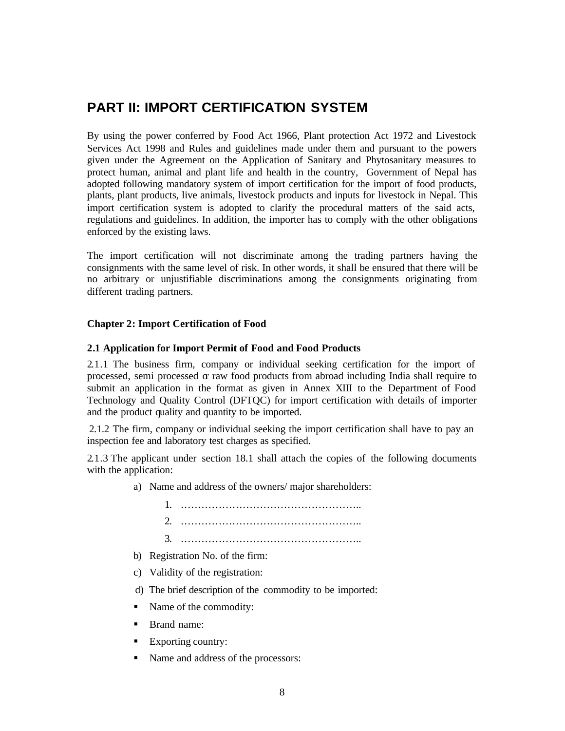# PART II: IMPORT CERTIFICATION SYSTEM

By using the power conferred by Food Act 1966, Plant protection Act 1972 and Livestock Services Act 1998 and Rules and guidelines made under them and pursuant to the powers given under the Agreement on the Application of Sanitary and Phytosanitary measures to protect human, animal and plant life and health in the country, Government of Nepal has adopted following mandatory system of import certification for the import of food products, plants, plant products, live animals, livestock products and inputs for livestock in Nepal. This import certification system is adopted to clarify the procedural matters of the said acts, regulations and guidelines. In addition, the importer has to comply with the other obligations enforced by the existing laws.

The import certification will not discriminate among the trading partners having the consignments with the same level of risk. In other words, it shall be ensured that there will be no arbitrary or unjustifiable discriminations among the consignments originating from different trading partners.

### Chapter 2: Import Certification of Food

#### 2.1 Application for Import Permit of Food and Food Products

2.1.1 The business firm, company or individual seeking certification for the import of processed, semi processed or raw food products from abroad including India shall require to submit an application in the format as given in Annex XIII to the Department of Food Technology and Quality Control (DFTQC) for import certification with details of importer and the product quality and quantity to be imported.

2.1.2 The firm, company or individual seeking the import certification shall have to pay an inspection fee and laboratory test charges as specified.

2.1.3 The applicant under section 18.1 shall attach the copies of the following documents with the application:

a) Name and address of the owners/ major shareholders:

   1. ……………………………………………..
   2. ……………………………………………..
   3. ……………………………………………..

b) Registration No. of the firm:

c) Validity of the registration:

d) The brief description of the commodity to be imported:

- Name of the commodity:
- Brand name:
- Exporting country:
- Name and address of the processors: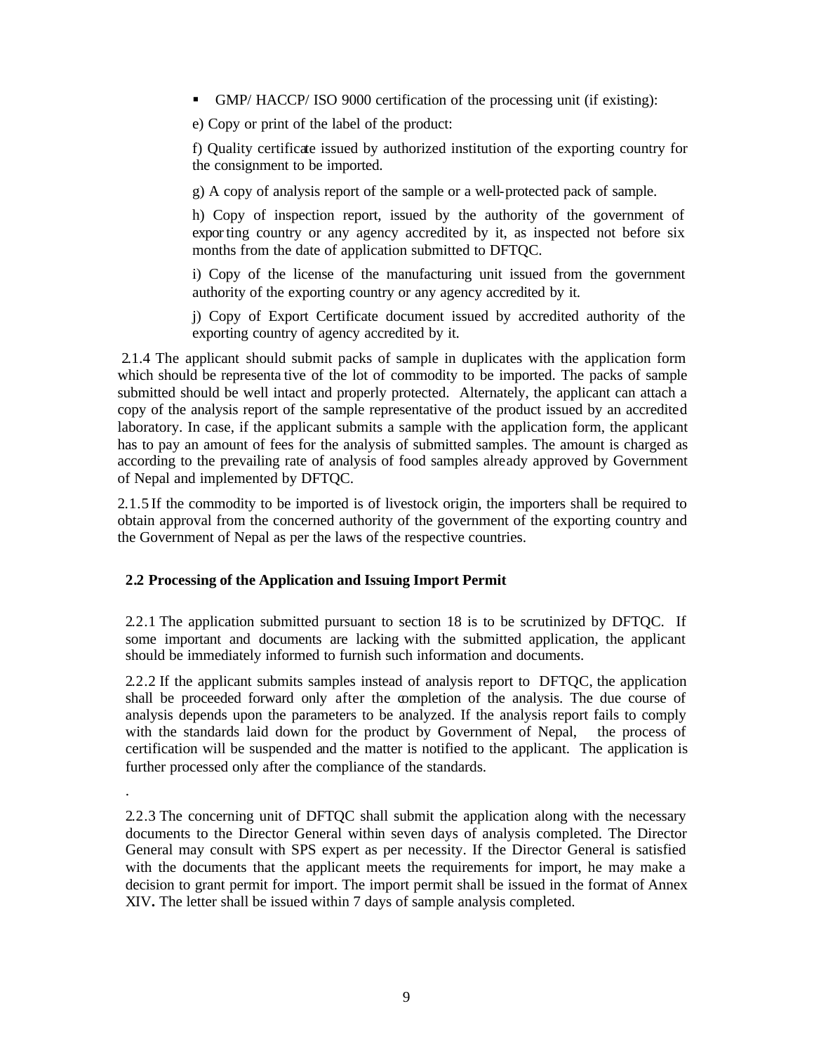- GMP/ HACCP/ ISO 9000 certification of the processing unit (if existing):

e) Copy or print of the label of the product:

f) Quality certificate issued by authorized institution of the exporting country for the consignment to be imported.

g) A copy of analysis report of the sample or a well-protected pack of sample.

h) Copy of inspection report, issued by the authority of the government of exporting country or any agency accredited by it, as inspected not before six months from the date of application submitted to DFTQC.

i) Copy of the license of the manufacturing unit issued from the government authority of the exporting country or any agency accredited by it.

j) Copy of Export Certificate document issued by accredited authority of the exporting country of agency accredited by it.

2.1.4 The applicant should submit packs of sample in duplicates with the application form which should be representative of the lot of commodity to be imported. The packs of sample submitted should be well intact and properly protected. Alternately, the applicant can attach a copy of the analysis report of the sample representative of the product issued by an accredited laboratory. In case, if the applicant submits a sample with the application form, the applicant has to pay an amount of fees for the analysis of submitted samples. The amount is charged as according to the prevailing rate of analysis of food samples already approved by Government of Nepal and implemented by DFTQC.

2.1.5 If the commodity to be imported is of livestock origin, the importers shall be required to obtain approval from the concerned authority of the government of the exporting country and the Government of Nepal as per the laws of the respective countries.

### 2.2 Processing of the Application and Issuing Import Permit

2.2.1 The application submitted pursuant to section 18 is to be scrutinized by DFTQC. If some important and documents are lacking with the submitted application, the applicant should be immediately informed to furnish such information and documents.

2.2.2 If the applicant submits samples instead of analysis report to DFTQC, the application shall be proceeded forward only after the completion of the analysis. The due course of analysis depends upon the parameters to be analyzed. If the analysis report fails to comply with the standards laid down for the product by Government of Nepal, the process of certification will be suspended and the matter is notified to the applicant. The application is further processed only after the compliance of the standards.

.

2.2.3 The concerning unit of DFTQC shall submit the application along with the necessary documents to the Director General within seven days of analysis completed. The Director General may consult with SPS expert as per necessity. If the Director General is satisfied with the documents that the applicant meets the requirements for import, he may make a decision to grant permit for import. The import permit shall be issued in the format of Annex XIV**.** The letter shall be issued within 7 days of sample analysis completed.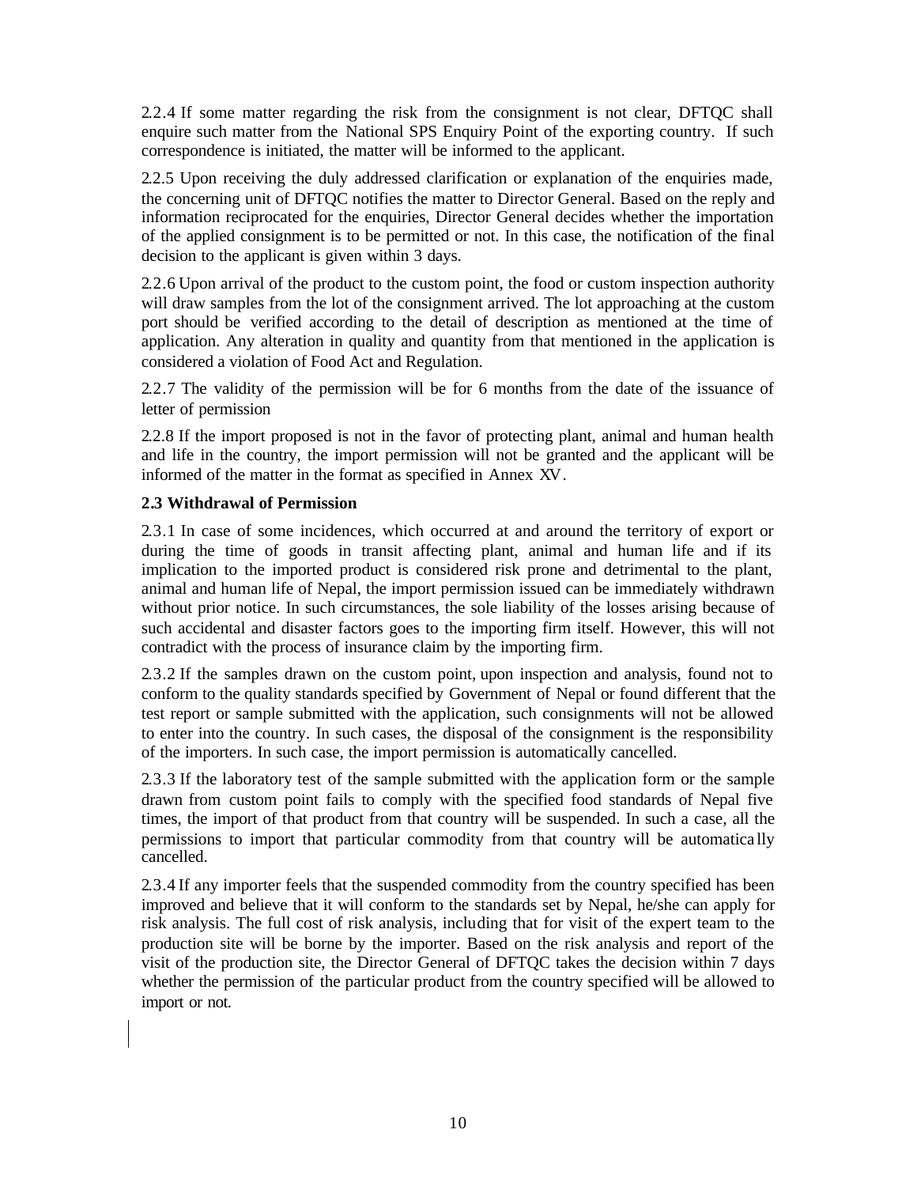2.2.4 If some matter regarding the risk from the consignment is not clear, DFTQC shall enquire such matter from the National SPS Enquiry Point of the exporting country. If such correspondence is initiated, the matter will be informed to the applicant.

2.2.5 Upon receiving the duly addressed clarification or explanation of the enquiries made, the concerning unit of DFTQC notifies the matter to Director General. Based on the reply and information reciprocated for the enquiries, Director General decides whether the importation of the applied consignment is to be permitted or not. In this case, the notification of the final decision to the applicant is given within 3 days.

2.2.6 Upon arrival of the product to the custom point, the food or custom inspection authority will draw samples from the lot of the consignment arrived. The lot approaching at the custom port should be verified according to the detail of description as mentioned at the time of application. Any alteration in quality and quantity from that mentioned in the application is considered a violation of Food Act and Regulation.

2.2.7 The validity of the permission will be for 6 months from the date of the issuance of letter of permission

2.2.8 If the import proposed is not in the favor of protecting plant, animal and human health and life in the country, the import permission will not be granted and the applicant will be informed of the matter in the format as specified in Annex XV.

**2.3 Withdrawal of Permission**

2.3.1 In case of some incidences, which occurred at and around the territory of export or during the time of goods in transit affecting plant, animal and human life and if its implication to the imported product is considered risk prone and detrimental to the plant, animal and human life of Nepal, the import permission issued can be immediately withdrawn without prior notice. In such circumstances, the sole liability of the losses arising because of such accidental and disaster factors goes to the importing firm itself. However, this will not contradict with the process of insurance claim by the importing firm.

2.3.2 If the samples drawn on the custom point, upon inspection and analysis, found not to conform to the quality standards specified by Government of Nepal or found different that the test report or sample submitted with the application, such consignments will not be allowed to enter into the country. In such cases, the disposal of the consignment is the responsibility of the importers. In such case, the import permission is automatically cancelled.

2.3.3 If the laboratory test of the sample submitted with the application form or the sample drawn from custom point fails to comply with the specified food standards of Nepal five times, the import of that product from that country will be suspended. In such a case, all the permissions to import that particular commodity from that country will be automatically cancelled.

2.3.4 If any importer feels that the suspended commodity from the country specified has been improved and believe that it will conform to the standards set by Nepal, he/she can apply for risk analysis. The full cost of risk analysis, including that for visit of the expert team to the production site will be borne by the importer. Based on the risk analysis and report of the visit of the production site, the Director General of DFTQC takes the decision within 7 days whether the permission of the particular product from the country specified will be allowed to import or not.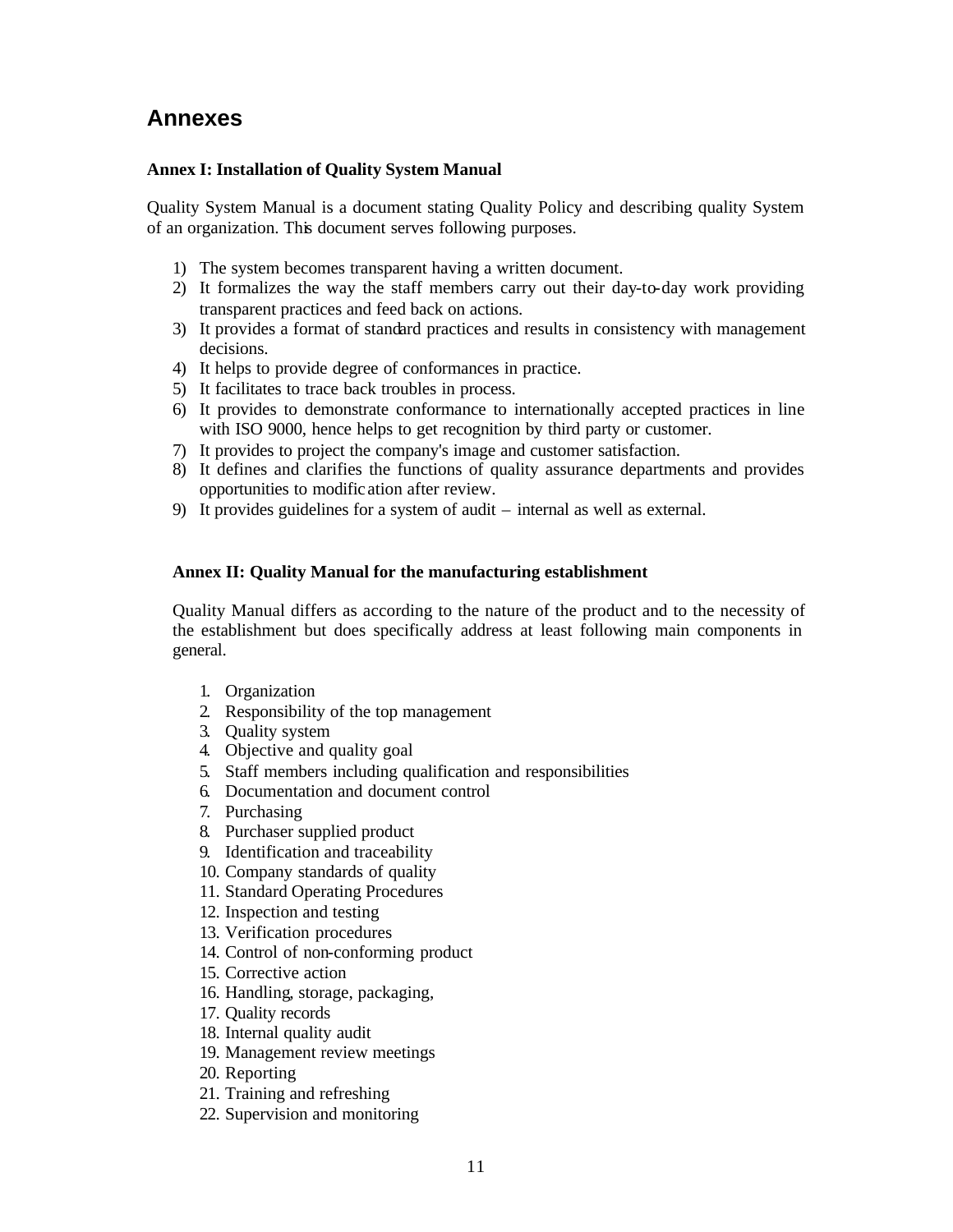## Annexes

**Annex I: Installation of Quality System Manual**

Quality System Manual is a document stating Quality Policy and describing quality System of an organization. This document serves following purposes.

1) The system becomes transparent having a written document.
2) It formalizes the way the staff members carry out their day-to-day work providing transparent practices and feed back on actions.
3) It provides a format of standard practices and results in consistency with management decisions.
4) It helps to provide degree of conformances in practice.
5) It facilitates to trace back troubles in process.
6) It provides to demonstrate conformance to internationally accepted practices in line with ISO 9000, hence helps to get recognition by third party or customer.
7) It provides to project the company's image and customer satisfaction.
8) It defines and clarifies the functions of quality assurance departments and provides opportunities to modification after review.
9) It provides guidelines for a system of audit – internal as well as external.

**Annex II: Quality Manual for the manufacturing establishment**

Quality Manual differs as according to the nature of the product and to the necessity of the establishment but does specifically address at least following main components in general.

1. Organization
2. Responsibility of the top management
3. Quality system
4. Objective and quality goal
5. Staff members including qualification and responsibilities
6. Documentation and document control
7. Purchasing
8. Purchaser supplied product
9. Identification and traceability
10. Company standards of quality
11. Standard Operating Procedures
12. Inspection and testing
13. Verification procedures
14. Control of non-conforming product
15. Corrective action
16. Handling, storage, packaging,
17. Quality records
18. Internal quality audit
19. Management review meetings
20. Reporting
21. Training and refreshing
22. Supervision and monitoring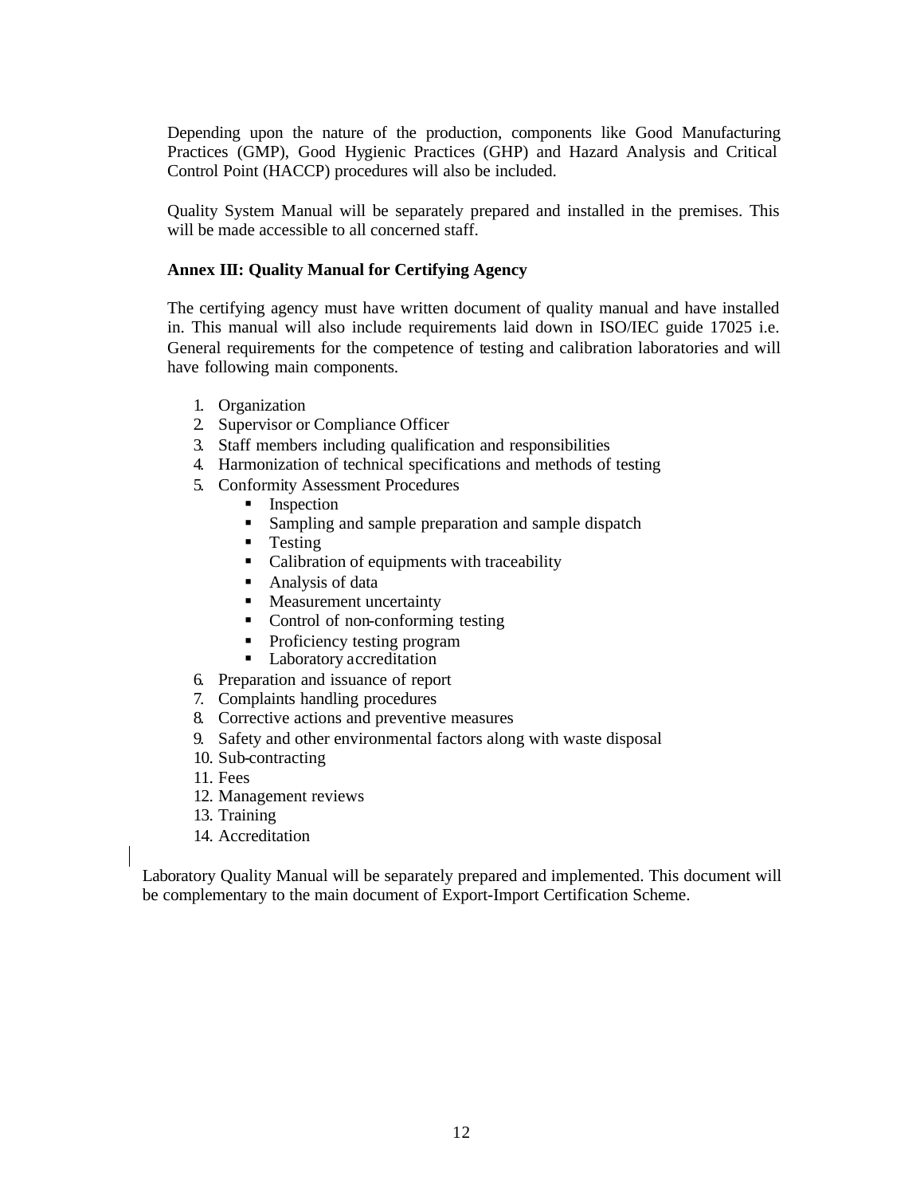Depending upon the nature of the production, components like Good Manufacturing Practices (GMP), Good Hygienic Practices (GHP) and Hazard Analysis and Critical Control Point (HACCP) procedures will also be included.

Quality System Manual will be separately prepared and installed in the premises. This will be made accessible to all concerned staff.

**Annex III: Quality Manual for Certifying Agency**

The certifying agency must have written document of quality manual and have installed in. This manual will also include requirements laid down in ISO/IEC guide 17025 i.e. General requirements for the competence of testing and calibration laboratories and will have following main components.

1. Organization
2. Supervisor or Compliance Officer
3. Staff members including qualification and responsibilities
4. Harmonization of technical specifications and methods of testing
5. Conformity Assessment Procedures
   - Inspection
   - Sampling and sample preparation and sample dispatch
   - Testing
   - Calibration of equipments with traceability
   - Analysis of data
   - Measurement uncertainty
   - Control of non-conforming testing
   - Proficiency testing program
   - Laboratory accreditation
6. Preparation and issuance of report
7. Complaints handling procedures
8. Corrective actions and preventive measures
9. Safety and other environmental factors along with waste disposal
10. Sub-contracting
11. Fees
12. Management reviews
13. Training
14. Accreditation

Laboratory Quality Manual will be separately prepared and implemented. This document will be complementary to the main document of Export-Import Certification Scheme.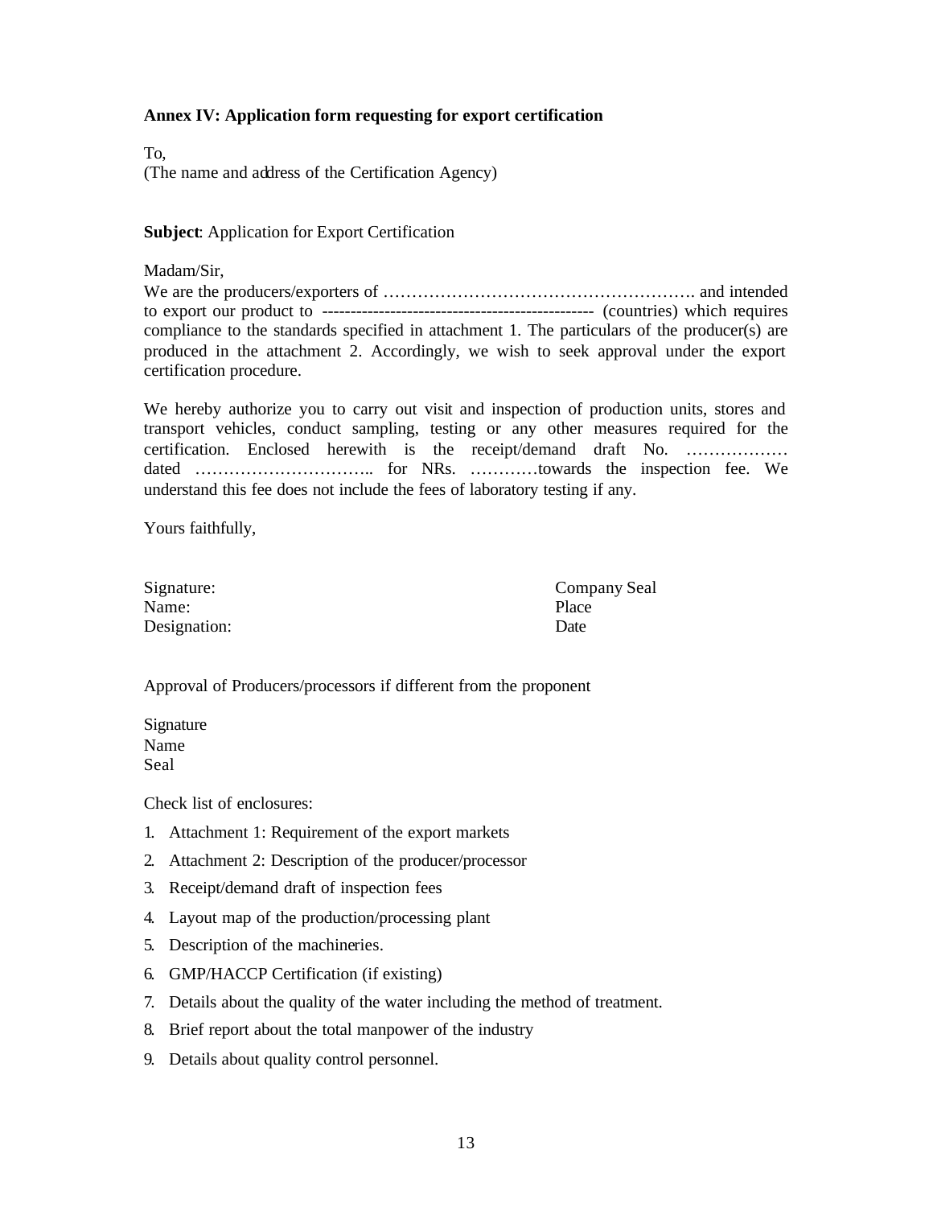**Annex IV: Application form requesting for export certification**

To,
(The name and address of the Certification Agency)

**Subject**: Application for Export Certification

Madam/Sir,
We are the producers/exporters of ………………………………………………. and intended to export our product to ------------------------------------------------ (countries) which requires compliance to the standards specified in attachment 1. The particulars of the producer(s) are produced in the attachment 2. Accordingly, we wish to seek approval under the export certification procedure.

We hereby authorize you to carry out visit and inspection of production units, stores and transport vehicles, conduct sampling, testing or any other measures required for the certification. Enclosed herewith is the receipt/demand draft No. ……………… dated ………………………….. for NRs. …………towards the inspection fee. We understand this fee does not include the fees of laboratory testing if any.

Yours faithfully,

Signature:
Name:
Designation:

Company Seal
Place
Date

Approval of Producers/processors if different from the proponent

Signature
Name
Seal

Check list of enclosures:

1. Attachment 1: Requirement of the export markets
2. Attachment 2: Description of the producer/processor
3. Receipt/demand draft of inspection fees
4. Layout map of the production/processing plant
5. Description of the machineries.
6. GMP/HACCP Certification (if existing)
7. Details about the quality of the water including the method of treatment.
8. Brief report about the total manpower of the industry
9. Details about quality control personnel.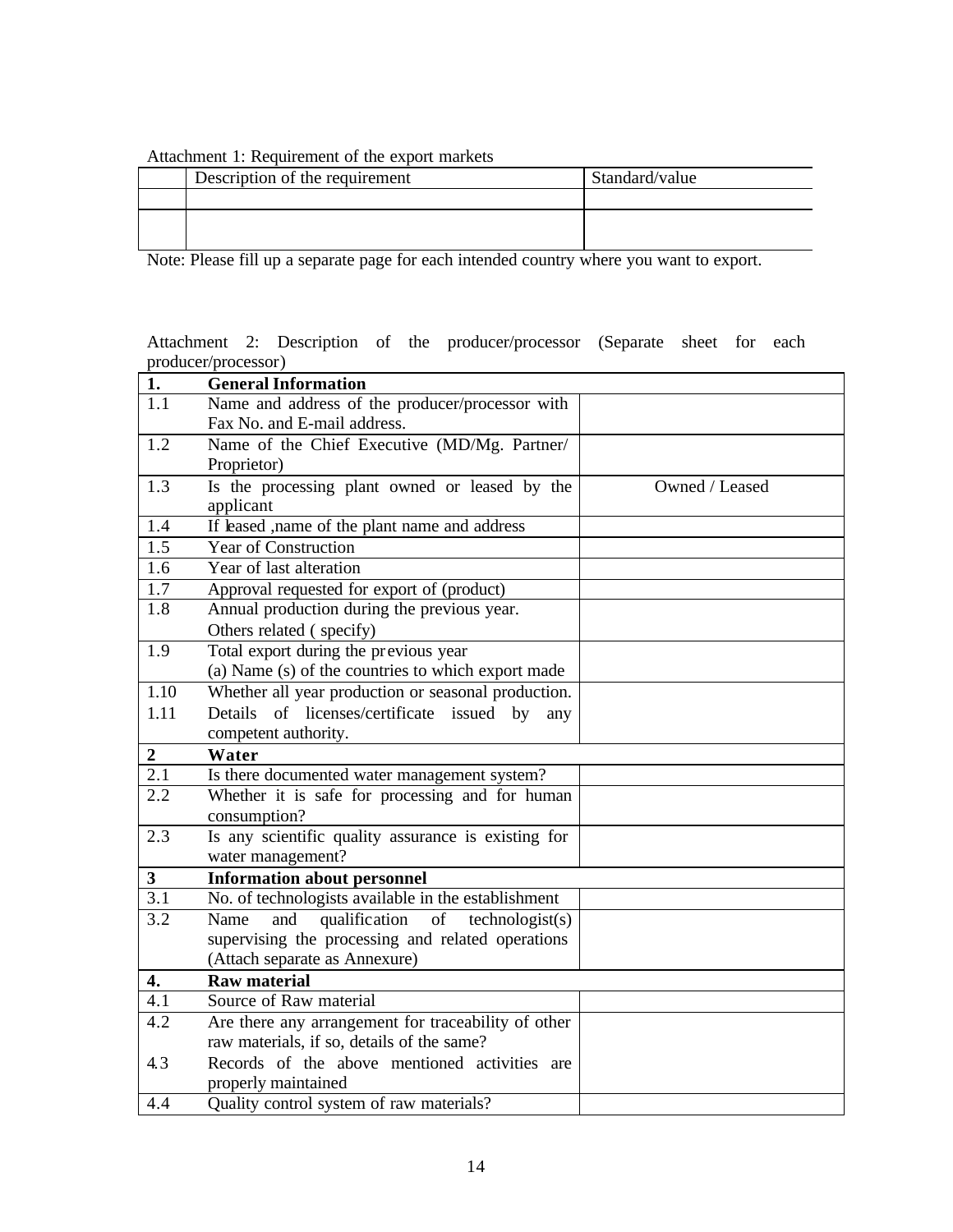Attachment 1: Requirement of the export markets

| | Description of the requirement | Standard/value |
|---|---|---|
| | | |
| | | |

Note: Please fill up a separate page for each intended country where you want to export.

Attachment 2: Description of the producer/processor (Separate sheet for each producer/processor)

| **1.** | **General Information** | |
|---|---|---|
| 1.1 | Name and address of the producer/processor with Fax No. and E-mail address. | |
| 1.2 | Name of the Chief Executive (MD/Mg. Partner/ Proprietor) | |
| 1.3 | Is the processing plant owned or leased by the applicant | Owned / Leased |
| 1.4 | If leased ,name of the plant name and address | |
| 1.5 | Year of Construction | |
| 1.6 | Year of last alteration | |
| 1.7 | Approval requested for export of (product) | |
| 1.8 | Annual production during the previous year. Others related ( specify) | |
| 1.9 | Total export during the previous year (a) Name (s) of the countries to which export made | |
| 1.10 1.11 | Whether all year production or seasonal production. Details of licenses/certificate issued by any competent authority. | |
| **2** | **Water** | |
| 2.1 | Is there documented water management system? | |
| 2.2 | Whether it is safe for processing and for human consumption? | |
| 2.3 | Is any scientific quality assurance is existing for water management? | |
| **3** | **Information about personnel** | |
| 3.1 | No. of technologists available in the establishment | |
| 3.2 | Name and qualification of technologist(s) supervising the processing and related operations (Attach separate as Annexure) | |
| **4.** | **Raw material** | |
| 4.1 | Source of Raw material | |
| 4.2 4.3 | Are there any arrangement for traceability of other raw materials, if so, details of the same? Records of the above mentioned activities are properly maintained | |
| 4.4 | Quality control system of raw materials? | |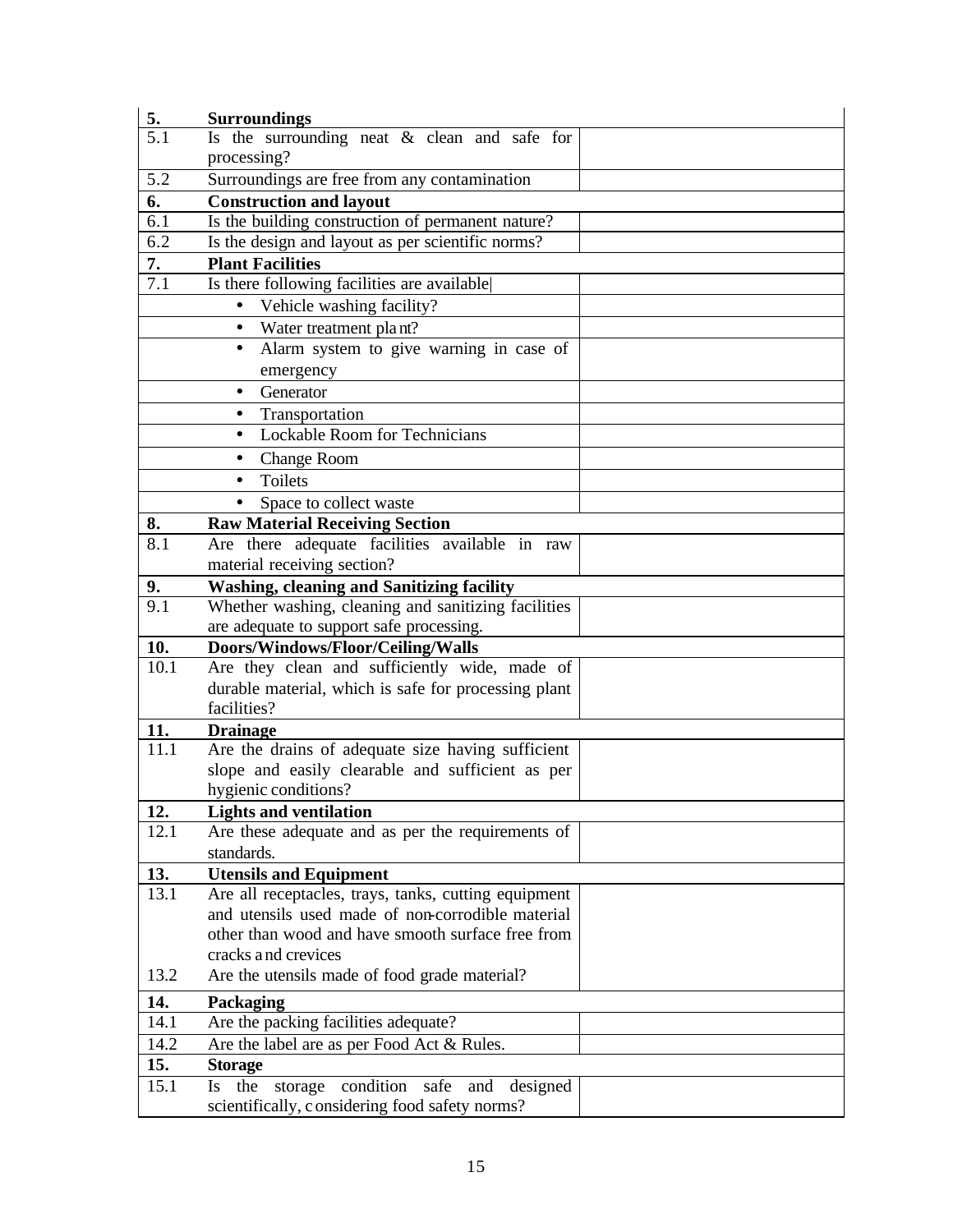| | | |
|---|---|---|
| **5.** | **Surroundings** | |
| 5.1 | Is the surrounding neat & clean and safe for processing? | |
| 5.2 | Surroundings are free from any contamination | |
| **6.** | **Construction and layout** | |
| 6.1 | Is the building construction of permanent nature? | |
| 6.2 | Is the design and layout as per scientific norms? | |
| **7.** | **Plant Facilities** | |
| 7.1 | Is there following facilities are available | |
| | • Vehicle washing facility? | |
| | • Water treatment plant? | |
| | • Alarm system to give warning in case of emergency | |
| | • Generator | |
| | • Transportation | |
| | • Lockable Room for Technicians | |
| | • Change Room | |
| | • Toilets | |
| | • Space to collect waste | |
| **8.** | **Raw Material Receiving Section** | |
| 8.1 | Are there adequate facilities available in raw material receiving section? | |
| **9.** | **Washing, cleaning and Sanitizing facility** | |
| 9.1 | Whether washing, cleaning and sanitizing facilities are adequate to support safe processing. | |
| **10.** | **Doors/Windows/Floor/Ceiling/Walls** | |
| 10.1 | Are they clean and sufficiently wide, made of durable material, which is safe for processing plant facilities? | |
| **11.** | **Drainage** | |
| 11.1 | Are the drains of adequate size having sufficient slope and easily clearable and sufficient as per hygienic conditions? | |
| **12.** | **Lights and ventilation** | |
| 12.1 | Are these adequate and as per the requirements of standards. | |
| **13.** | **Utensils and Equipment** | |
| 13.1 | Are all receptacles, trays, tanks, cutting equipment and utensils used made of non-corrodible material other than wood and have smooth surface free from cracks and crevices | |
| 13.2 | Are the utensils made of food grade material? | |
| **14.** | **Packaging** | |
| 14.1 | Are the packing facilities adequate? | |
| 14.2 | Are the label are as per Food Act & Rules. | |
| **15.** | **Storage** | |
| 15.1 | Is the storage condition safe and designed scientifically, considering food safety norms? | |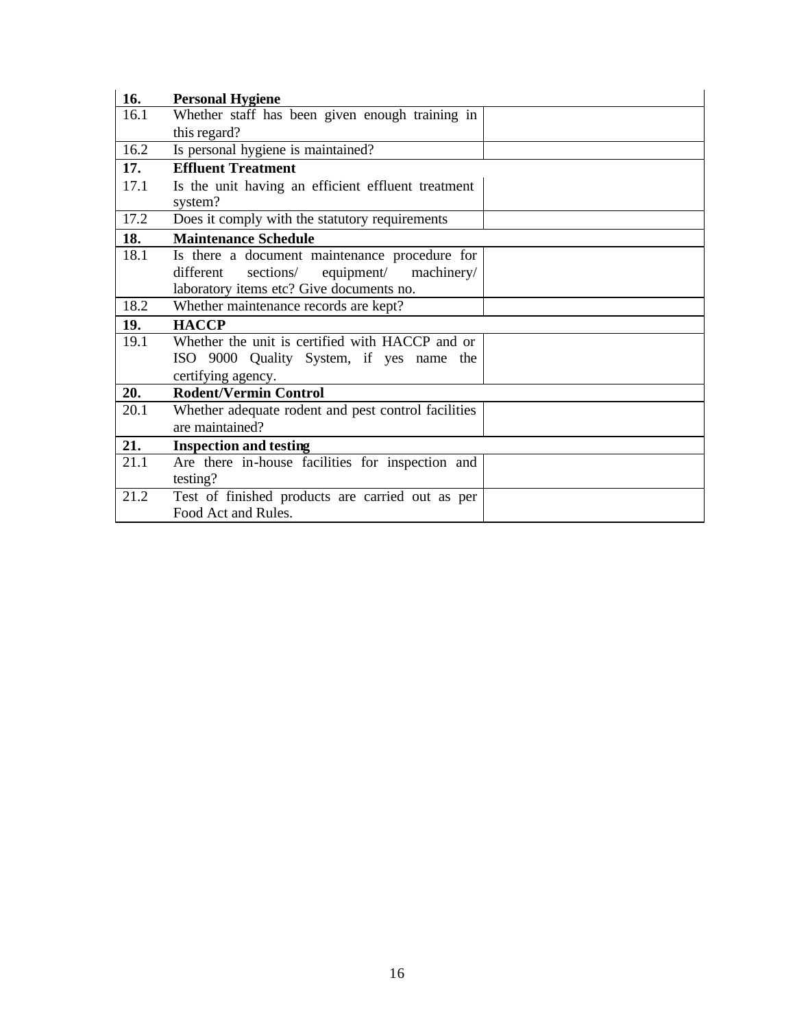| | | |
|---|---|---|
| **16.** | **Personal Hygiene** | |
| 16.1 | Whether staff has been given enough training in this regard? | |
| 16.2 | Is personal hygiene is maintained? | |
| **17.** | **Effluent Treatment** | |
| 17.1 | Is the unit having an efficient effluent treatment system? | |
| 17.2 | Does it comply with the statutory requirements | |
| **18.** | **Maintenance Schedule** | |
| 18.1 | Is there a document maintenance procedure for different sections/ equipment/ machinery/ laboratory items etc? Give documents no. | |
| 18.2 | Whether maintenance records are kept? | |
| **19.** | **HACCP** | |
| 19.1 | Whether the unit is certified with HACCP and or ISO 9000 Quality System, if yes name the certifying agency. | |
| **20.** | **Rodent/Vermin Control** | |
| 20.1 | Whether adequate rodent and pest control facilities are maintained? | |
| **21.** | **Inspection and testing** | |
| 21.1 | Are there in-house facilities for inspection and testing? | |
| 21.2 | Test of finished products are carried out as per Food Act and Rules. | |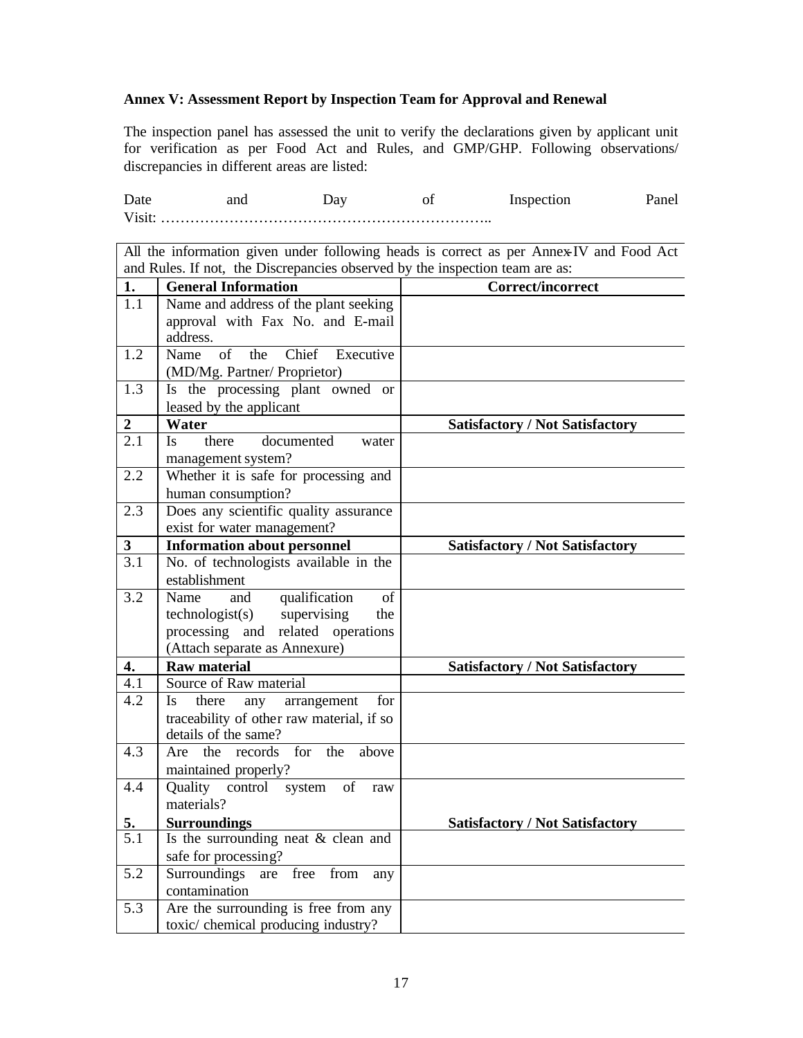**Annex V: Assessment Report by Inspection Team for Approval and Renewal**

The inspection panel has assessed the unit to verify the declarations given by applicant unit for verification as per Food Act and Rules, and GMP/GHP. Following observations/ discrepancies in different areas are listed:

Date and Day of Inspection Panel Visit: …………………………………………………………..

| All the information given under following heads is correct as per Annex-IV and Food Act and Rules. If not, the Discrepancies observed by the inspection team are as: | | |
|---|---|---|
| **1.** | **General Information** | **Correct/incorrect** |
| 1.1 | Name and address of the plant seeking approval with Fax No. and E-mail address. | |
| 1.2 | Name of the Chief Executive (MD/Mg. Partner/ Proprietor) | |
| 1.3 | Is the processing plant owned or leased by the applicant | |
| **2** | **Water** | **Satisfactory / Not Satisfactory** |
| 2.1 | Is there documented water management system? | |
| 2.2 | Whether it is safe for processing and human consumption? | |
| 2.3 | Does any scientific quality assurance exist for water management? | |
| **3** | **Information about personnel** | **Satisfactory / Not Satisfactory** |
| 3.1 | No. of technologists available in the establishment | |
| 3.2 | Name and qualification of technologist(s) supervising the processing and related operations (Attach separate as Annexure) | |
| **4.** | **Raw material** | **Satisfactory / Not Satisfactory** |
| 4.1 | Source of Raw material | |
| 4.2 | Is there any arrangement for traceability of other raw material, if so details of the same? | |
| 4.3 | Are the records for the above maintained properly? | |
| 4.4 | Quality control system of raw materials? | |
| **5.** | **Surroundings** | **Satisfactory / Not Satisfactory** |
| 5.1 | Is the surrounding neat & clean and safe for processing? | |
| 5.2 | Surroundings are free from any contamination | |
| 5.3 | Are the surrounding is free from any toxic/ chemical producing industry? | |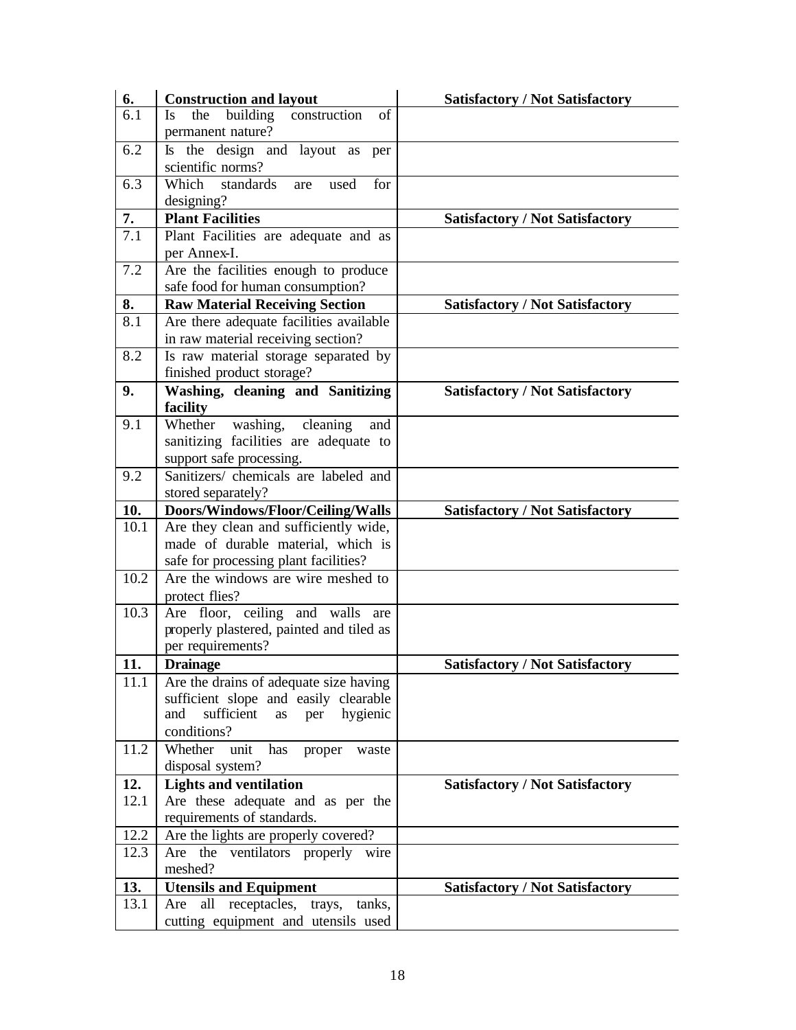| | | |
|---|---|---|
| **6.** | **Construction and layout** | **Satisfactory / Not Satisfactory** |
| 6.1 | Is the building construction of permanent nature? | |
| 6.2 | Is the design and layout as per scientific norms? | |
| 6.3 | Which standards are used for designing? | |
| **7.** | **Plant Facilities** | **Satisfactory / Not Satisfactory** |
| 7.1 | Plant Facilities are adequate and as per Annex-I. | |
| 7.2 | Are the facilities enough to produce safe food for human consumption? | |
| **8.** | **Raw Material Receiving Section** | **Satisfactory / Not Satisfactory** |
| 8.1 | Are there adequate facilities available in raw material receiving section? | |
| 8.2 | Is raw material storage separated by finished product storage? | |
| **9.** | **Washing, cleaning and Sanitizing facility** | **Satisfactory / Not Satisfactory** |
| 9.1 | Whether washing, cleaning and sanitizing facilities are adequate to support safe processing. | |
| 9.2 | Sanitizers/ chemicals are labeled and stored separately? | |
| **10.** | **Doors/Windows/Floor/Ceiling/Walls** | **Satisfactory / Not Satisfactory** |
| 10.1 | Are they clean and sufficiently wide, made of durable material, which is safe for processing plant facilities? | |
| 10.2 | Are the windows are wire meshed to protect flies? | |
| 10.3 | Are floor, ceiling and walls are properly plastered, painted and tiled as per requirements? | |
| **11.** | **Drainage** | **Satisfactory / Not Satisfactory** |
| 11.1 | Are the drains of adequate size having sufficient slope and easily clearable and sufficient as per hygienic conditions? | |
| 11.2 | Whether unit has proper waste disposal system? | |
| **12.** | **Lights and ventilation** | **Satisfactory / Not Satisfactory** |
| 12.1 | Are these adequate and as per the requirements of standards. | |
| 12.2 | Are the lights are properly covered? | |
| 12.3 | Are the ventilators properly wire meshed? | |
| **13.** | **Utensils and Equipment** | **Satisfactory / Not Satisfactory** |
| 13.1 | Are all receptacles, trays, tanks, cutting equipment and utensils used | |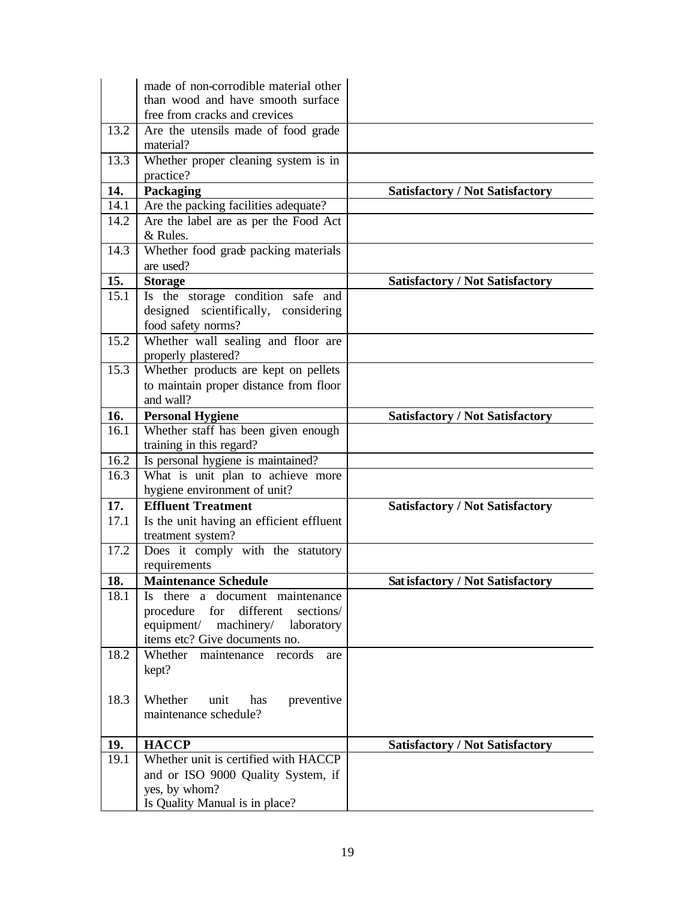| | | |
|---|---|---|
| | made of non-corrodible material other than wood and have smooth surface free from cracks and crevices | |
| 13.2 | Are the utensils made of food grade material? | |
| 13.3 | Whether proper cleaning system is in practice? | |
| **14.** | **Packaging** | **Satisfactory / Not Satisfactory** |
| 14.1 | Are the packing facilities adequate? | |
| 14.2 | Are the label are as per the Food Act & Rules. | |
| 14.3 | Whether food grade packing materials are used? | |
| **15.** | **Storage** | **Satisfactory / Not Satisfactory** |
| 15.1 | Is the storage condition safe and designed scientifically, considering food safety norms? | |
| 15.2 | Whether wall sealing and floor are properly plastered? | |
| 15.3 | Whether products are kept on pellets to maintain proper distance from floor and wall? | |
| **16.** | **Personal Hygiene** | **Satisfactory / Not Satisfactory** |
| 16.1 | Whether staff has been given enough training in this regard? | |
| 16.2 | Is personal hygiene is maintained? | |
| 16.3 | What is unit plan to achieve more hygiene environment of unit? | |
| **17.** | **Effluent Treatment** | **Satisfactory / Not Satisfactory** |
| 17.1 | Is the unit having an efficient effluent treatment system? | |
| 17.2 | Does it comply with the statutory requirements | |
| **18.** | **Maintenance Schedule** | **Satisfactory / Not Satisfactory** |
| 18.1 | Is there a document maintenance procedure for different sections/ equipment/ machinery/ laboratory items etc? Give documents no. | |
| 18.2 | Whether maintenance records are kept? | |
| 18.3 | Whether unit has preventive maintenance schedule? | |
| **19.** | **HACCP** | **Satisfactory / Not Satisfactory** |
| 19.1 | Whether unit is certified with HACCP and or ISO 9000 Quality System, if yes, by whom? Is Quality Manual is in place? | |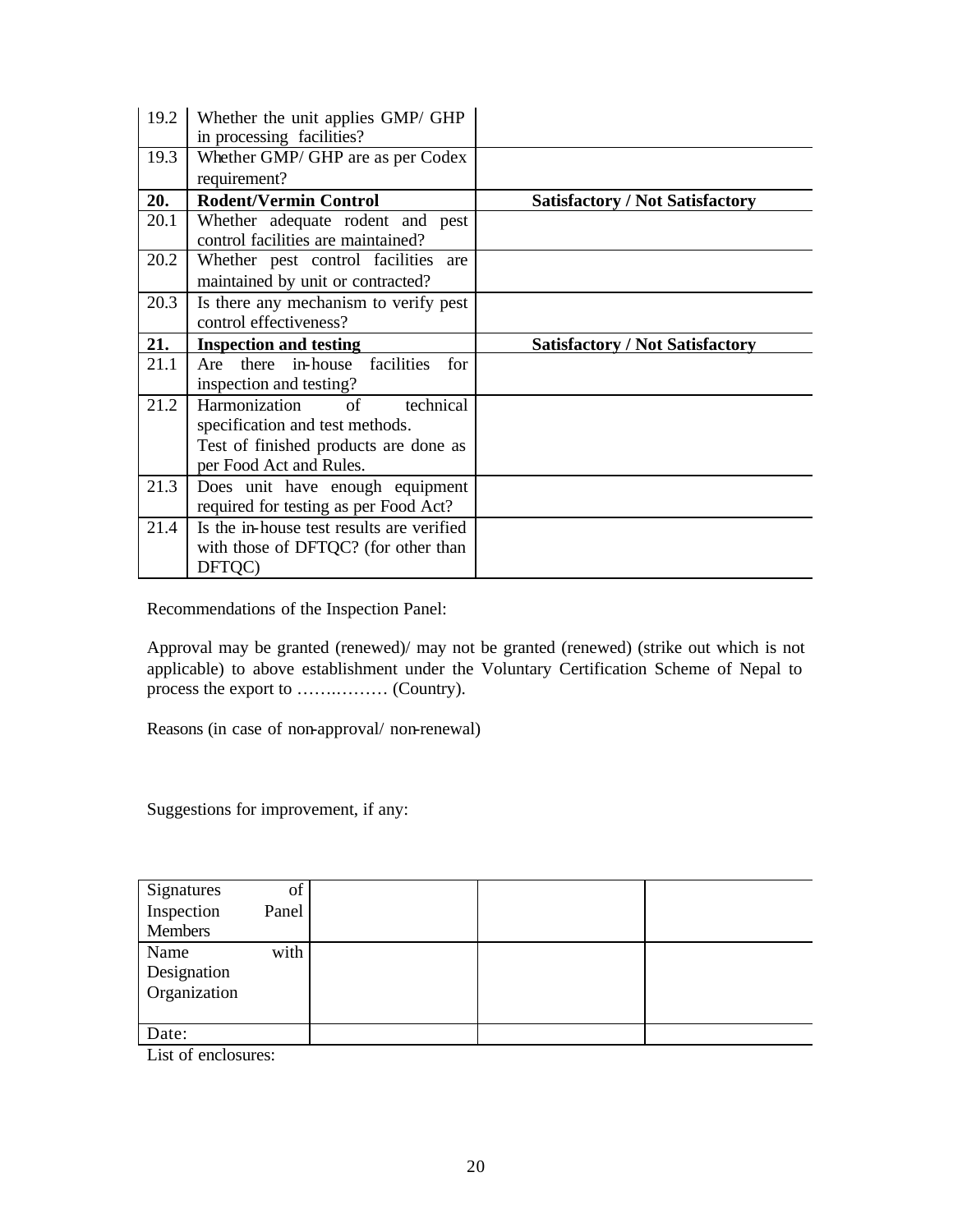| | | |
|---|---|---|
| 19.2 | Whether the unit applies GMP/ GHP in processing facilities? | |
| 19.3 | Whether GMP/ GHP are as per Codex requirement? | |
| **20.** | **Rodent/Vermin Control** | **Satisfactory / Not Satisfactory** |
| 20.1 | Whether adequate rodent and pest control facilities are maintained? | |
| 20.2 | Whether pest control facilities are maintained by unit or contracted? | |
| 20.3 | Is there any mechanism to verify pest control effectiveness? | |
| **21.** | **Inspection and testing** | **Satisfactory / Not Satisfactory** |
| 21.1 | Are there in-house facilities for inspection and testing? | |
| 21.2 | Harmonization of technical specification and test methods. Test of finished products are done as per Food Act and Rules. | |
| 21.3 | Does unit have enough equipment required for testing as per Food Act? | |
| 21.4 | Is the in-house test results are verified with those of DFTQC? (for other than DFTQC) | |

Recommendations of the Inspection Panel:

Approval may be granted (renewed)/ may not be granted (renewed) (strike out which is not applicable) to above establishment under the Voluntary Certification Scheme of Nepal to process the export to ……..……… (Country).

Reasons (in case of non-approval/ non-renewal)

Suggestions for improvement, if any:

| | | | |
|---|---|---|---|
| Signatures of Inspection Panel Members | | | |
| Name with Designation Organization | | | |
| Date: | | | |

List of enclosures: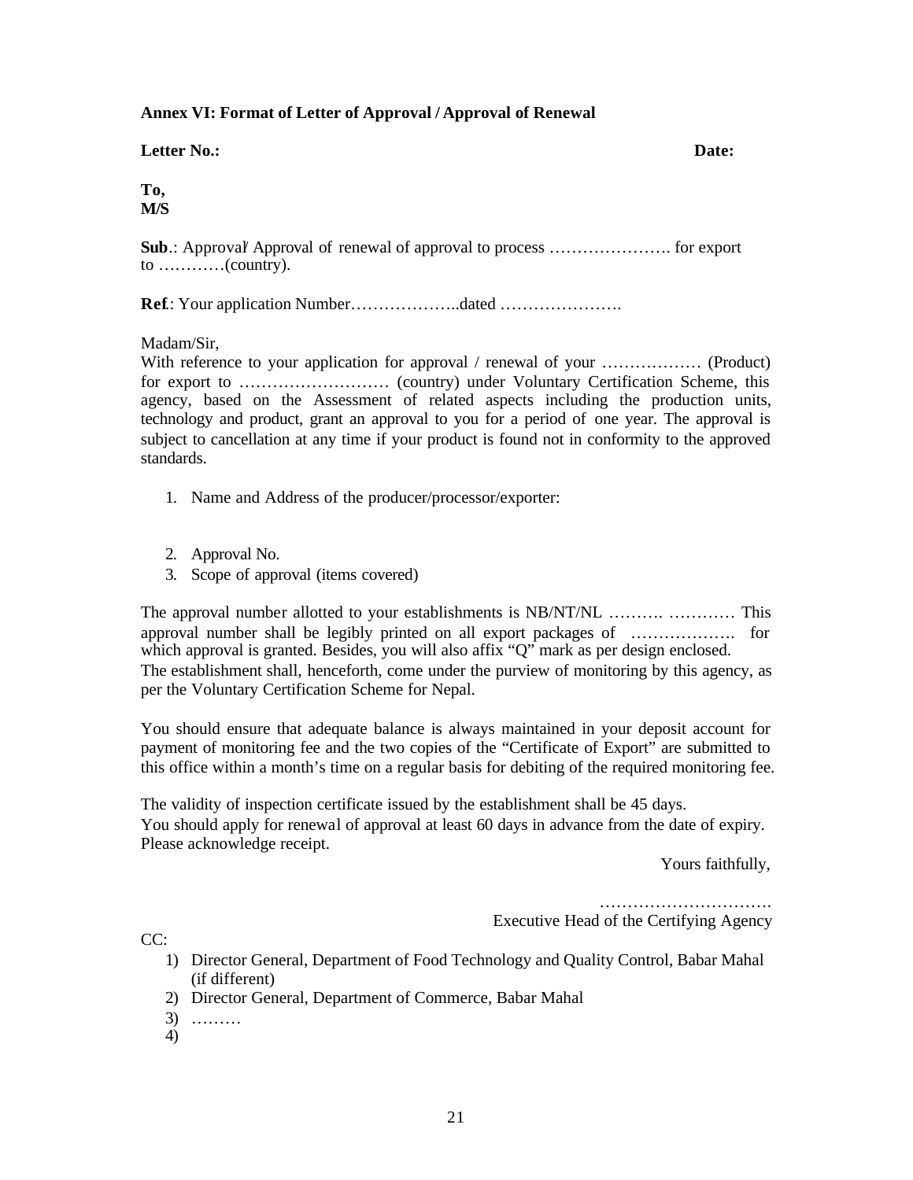**Annex VI: Format of Letter of Approval / Approval of Renewal**

**Letter No.:** **Date:**

**To,**
**M/S**

**Sub**.: Approval/ Approval of renewal of approval to process …………………. for export to …………(country).

**Ref**.: Your application Number………………..dated ………………….

Madam/Sir,
With reference to your application for approval / renewal of your ……………… (Product) for export to ……………………… (country) under Voluntary Certification Scheme, this agency, based on the Assessment of related aspects including the production units, technology and product, grant an approval to you for a period of one year. The approval is subject to cancellation at any time if your product is found not in conformity to the approved standards.

1. Name and Address of the producer/processor/exporter:

2. Approval No.
3. Scope of approval (items covered)

The approval number allotted to your establishments is NB/NT/NL ………. ………… This approval number shall be legibly printed on all export packages of ………………. for which approval is granted. Besides, you will also affix "Q" mark as per design enclosed.
The establishment shall, henceforth, come under the purview of monitoring by this agency, as per the Voluntary Certification Scheme for Nepal.

You should ensure that adequate balance is always maintained in your deposit account for payment of monitoring fee and the two copies of the "Certificate of Export" are submitted to this office within a month's time on a regular basis for debiting of the required monitoring fee.

The validity of inspection certificate issued by the establishment shall be 45 days.
You should apply for renewal of approval at least 60 days in advance from the date of expiry.
Please acknowledge receipt.

Yours faithfully,

………………………….
Executive Head of the Certifying Agency

CC:

1) Director General, Department of Food Technology and Quality Control, Babar Mahal (if different)
2) Director General, Department of Commerce, Babar Mahal
3) ………
4)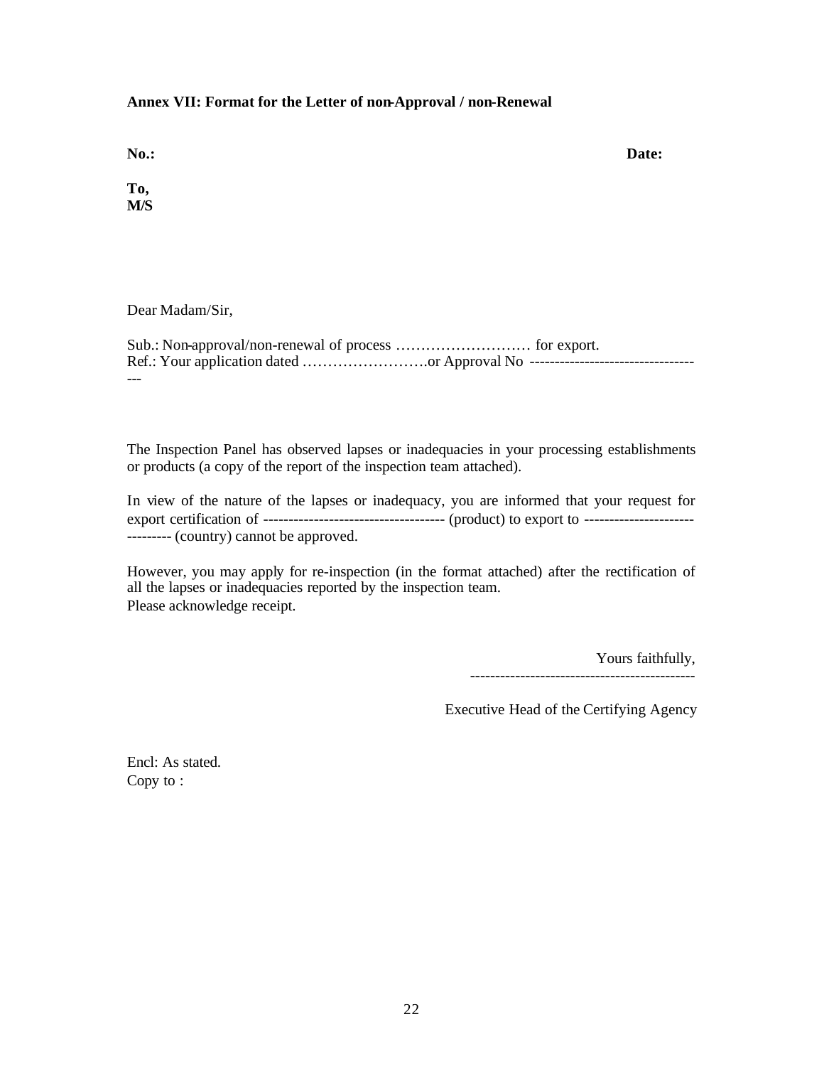**Annex VII: Format for the Letter of non-Approval / non-Renewal**

**No.:** **Date:**

**To,**
**M/S**

Dear Madam/Sir,

Sub.: Non-approval/non-renewal of process ……………………… for export.
Ref.: Your application dated …………………….or Approval No -----------------------------------

The Inspection Panel has observed lapses or inadequacies in your processing establishments or products (a copy of the report of the inspection team attached).

In view of the nature of the lapses or inadequacy, you are informed that your request for export certification of ------------------------------------ (product) to export to ------------------------------- (country) cannot be approved.

However, you may apply for re-inspection (in the format attached) after the rectification of all the lapses or inadequacies reported by the inspection team.
Please acknowledge receipt.

Yours faithfully,
---------------------------------------------

Executive Head of the Certifying Agency

Encl: As stated.
Copy to :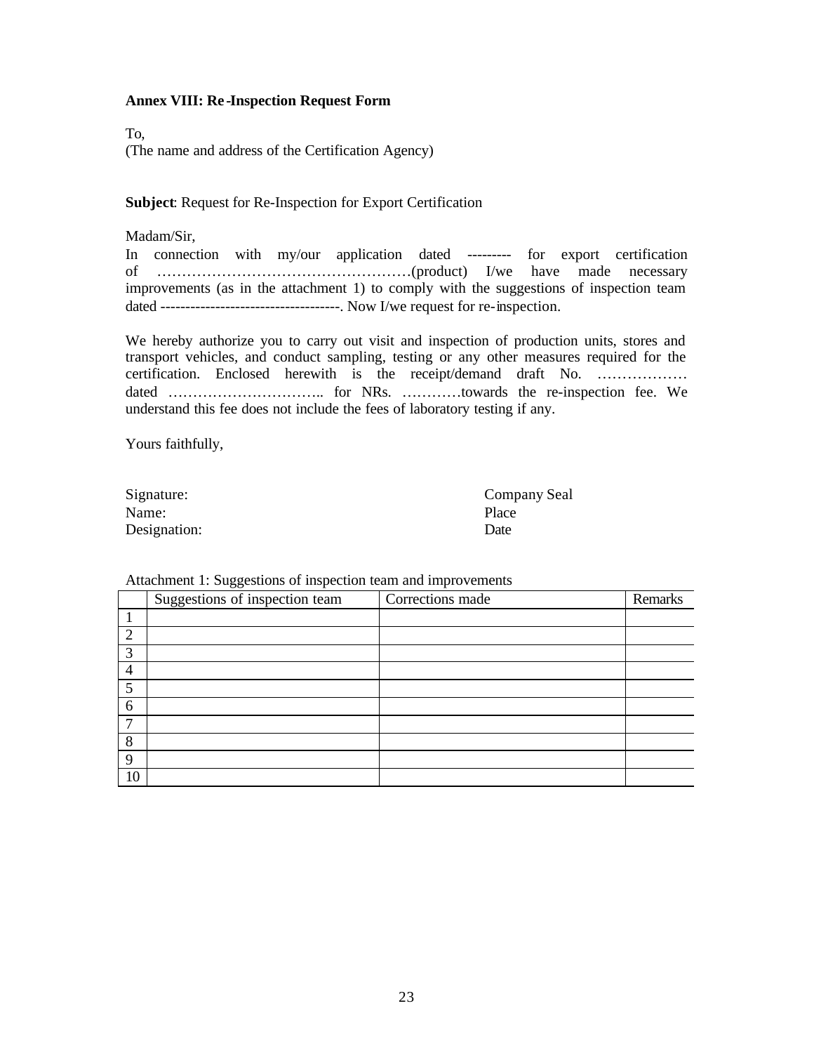**Annex VIII: Re-Inspection Request Form**

To,
(The name and address of the Certification Agency)

**Subject**: Request for Re-Inspection for Export Certification

Madam/Sir,
In connection with my/our application dated --------- for export certification of ……………………………………………(product) I/we have made necessary improvements (as in the attachment 1) to comply with the suggestions of inspection team dated -----------------------------------. Now I/we request for re-inspection.

We hereby authorize you to carry out visit and inspection of production units, stores and transport vehicles, and conduct sampling, testing or any other measures required for the certification. Enclosed herewith is the receipt/demand draft No. ……………… dated ………………………….. for NRs. …………towards the re-inspection fee. We understand this fee does not include the fees of laboratory testing if any.

Yours faithfully,

Signature:
Name:
Designation:

Company Seal
Place
Date

Attachment 1: Suggestions of inspection team and improvements

| | Suggestions of inspection team | Corrections made | Remarks |
|---|---|---|---|
| 1 | | | |
| 2 | | | |
| 3 | | | |
| 4 | | | |
| 5 | | | |
| 6 | | | |
| 7 | | | |
| 8 | | | |
| 9 | | | |
| 10 | | | |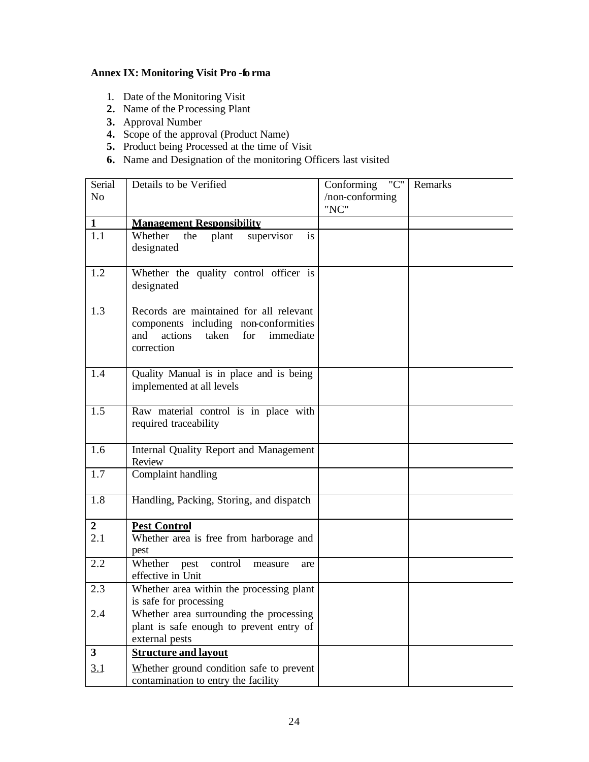**Annex IX: Monitoring Visit Pro -forma**

1. Date of the Monitoring Visit
2. Name of the Processing Plant
3. Approval Number
4. Scope of the approval (Product Name)
5. Product being Processed at the time of Visit
6. Name and Designation of the monitoring Officers last visited

| Serial No | Details to be Verified | Conforming "C" /non-conforming "NC" | Remarks |
|---|---|---|---|
| **1** | **Management Responsibility** | | |
| 1.1 | Whether the plant supervisor is designated | | |
| 1.2 | Whether the quality control officer is designated | | |
| 1.3 | Records are maintained for all relevant components including non-conformities and actions taken for immediate correction | | |
| 1.4 | Quality Manual is in place and is being implemented at all levels | | |
| 1.5 | Raw material control is in place with required traceability | | |
| 1.6 | Internal Quality Report and Management Review | | |
| 1.7 | Complaint handling | | |
| 1.8 | Handling, Packing, Storing, and dispatch | | |
| **2** | **Pest Control** | | |
| 2.1 | Whether area is free from harborage and pest | | |
| 2.2 | Whether pest control measure are effective in Unit | | |
| 2.3 | Whether area within the processing plant is safe for processing | | |
| 2.4 | Whether area surrounding the processing plant is safe enough to prevent entry of external pests | | |
| **3** | **Structure and layout** | | |
| 3.1 | Whether ground condition safe to prevent contamination to entry the facility | | |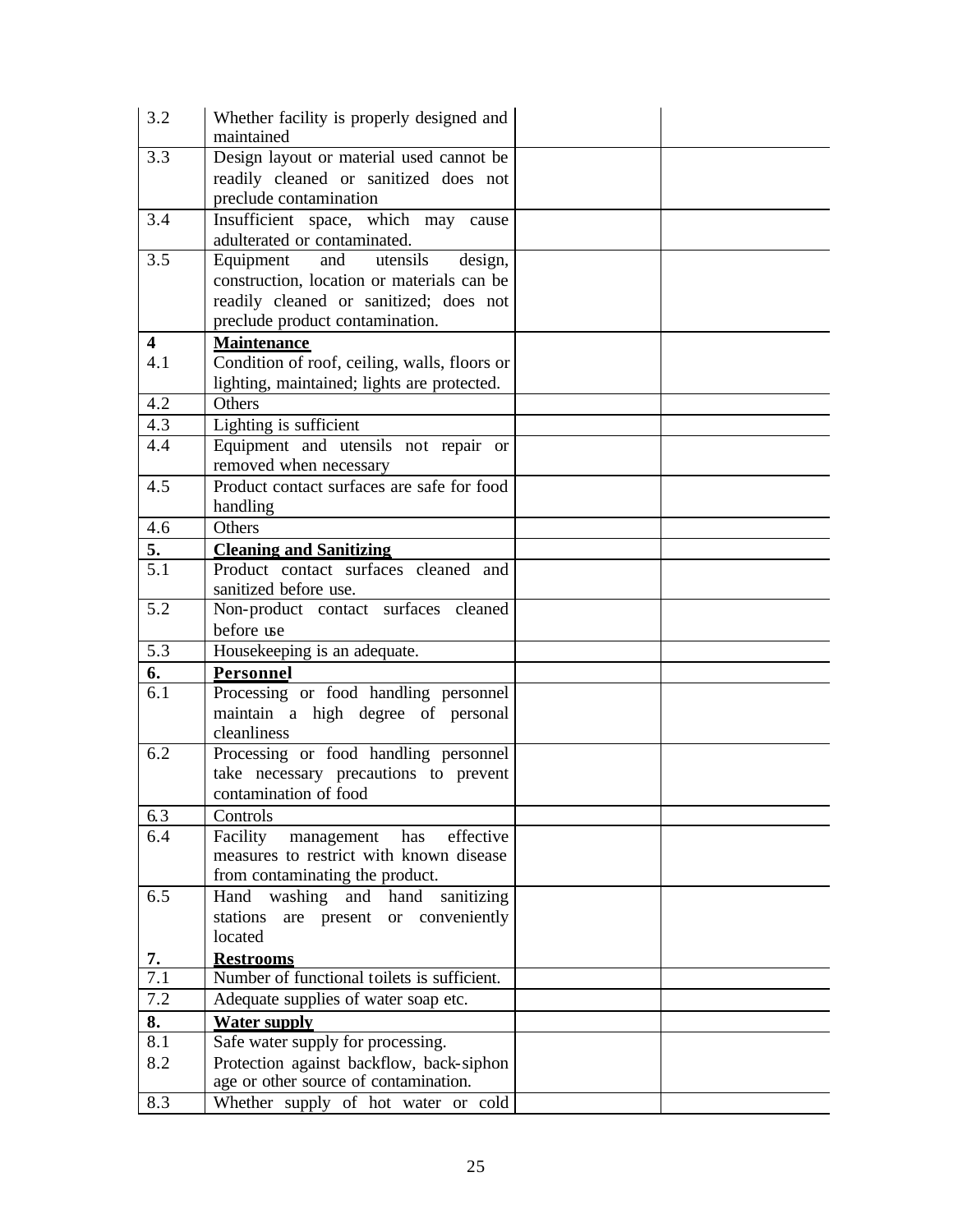| | | | |
|---|---|---|---|
| 3.2 | Whether facility is properly designed and maintained | | |
| 3.3 | Design layout or material used cannot be readily cleaned or sanitized does not preclude contamination | | |
| 3.4 | Insufficient space, which may cause adulterated or contaminated. | | |
| 3.5 | Equipment and utensils design, construction, location or materials can be readily cleaned or sanitized; does not preclude product contamination. | | |
| **4**<br>4.1 | **Maintenance**<br>Condition of roof, ceiling, walls, floors or lighting, maintained; lights are protected. | | |
| 4.2 | Others | | |
| 4.3 | Lighting is sufficient | | |
| 4.4 | Equipment and utensils not repair or removed when necessary | | |
| 4.5 | Product contact surfaces are safe for food handling | | |
| 4.6 | Others | | |
| **5.** | **Cleaning and Sanitizing** | | |
| 5.1 | Product contact surfaces cleaned and sanitized before use. | | |
| 5.2 | Non-product contact surfaces cleaned before use | | |
| 5.3 | Housekeeping is an adequate. | | |
| **6.** | **Personnel** | | |
| 6.1 | Processing or food handling personnel maintain a high degree of personal cleanliness | | |
| 6.2 | Processing or food handling personnel take necessary precautions to prevent contamination of food | | |
| 6.3 | Controls | | |
| 6.4 | Facility management has effective measures to restrict with known disease from contaminating the product. | | |
| 6.5<br><br>**7.** | Hand washing and hand sanitizing stations are present or conveniently located<br>**Restrooms** | | |
| 7.1 | Number of functional toilets is sufficient. | | |
| 7.2 | Adequate supplies of water soap etc. | | |
| **8.** | **Water supply** | | |
| 8.1<br>8.2 | Safe water supply for processing.<br>Protection against backflow, back-siphon age or other source of contamination. | | |
| 8.3 | Whether supply of hot water or cold | | |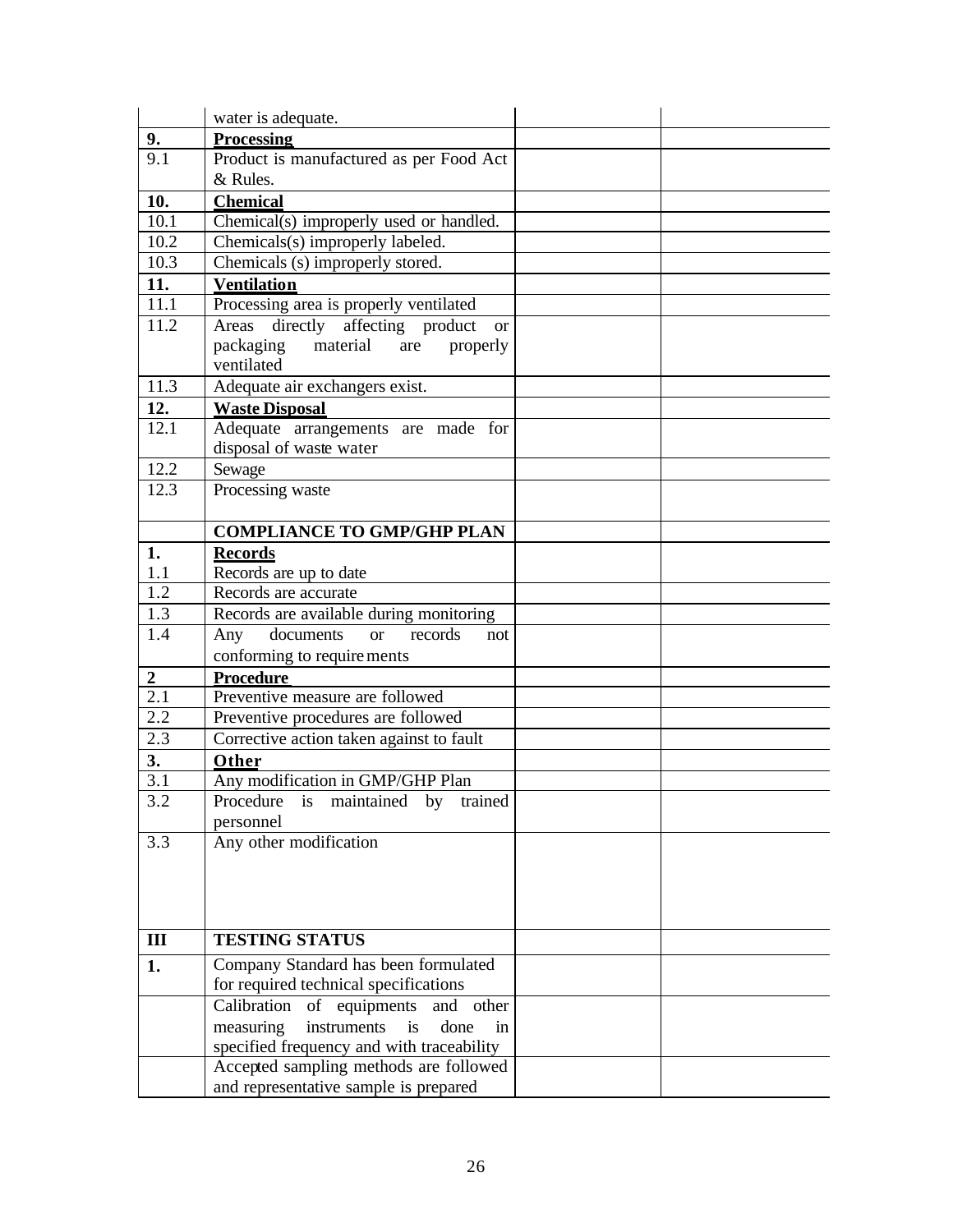| | water is adequate. | | |
|---|---|---|---|
| **9.** | **Processing** | | |
| 9.1 | Product is manufactured as per Food Act & Rules. | | |
| **10.** | **Chemical** | | |
| 10.1 | Chemical(s) improperly used or handled. | | |
| 10.2 | Chemicals(s) improperly labeled. | | |
| 10.3 | Chemicals (s) improperly stored. | | |
| **11.** | **Ventilation** | | |
| 11.1 | Processing area is properly ventilated | | |
| 11.2 | Areas directly affecting product or packaging material are properly ventilated | | |
| 11.3 | Adequate air exchangers exist. | | |
| **12.** | **Waste Disposal** | | |
| 12.1 | Adequate arrangements are made for disposal of waste water | | |
| 12.2 | Sewage | | |
| 12.3 | Processing waste | | |
| | **COMPLIANCE TO GMP/GHP PLAN** | | |
| **1.** | **Records** | | |
| 1.1 | Records are up to date | | |
| 1.2 | Records are accurate | | |
| 1.3 | Records are available during monitoring | | |
| 1.4 | Any documents or records not conforming to requirements | | |
| **2** | **Procedure** | | |
| 2.1 | Preventive measure are followed | | |
| 2.2 | Preventive procedures are followed | | |
| 2.3 | Corrective action taken against to fault | | |
| **3.** | **Other** | | |
| 3.1 | Any modification in GMP/GHP Plan | | |
| 3.2 | Procedure is maintained by trained personnel | | |
| 3.3 | Any other modification | | |
| **III** | **TESTING STATUS** | | |
| **1.** | Company Standard has been formulated for required technical specifications | | |
| | Calibration of equipments and other measuring instruments is done in specified frequency and with traceability | | |
| | Accepted sampling methods are followed and representative sample is prepared | | |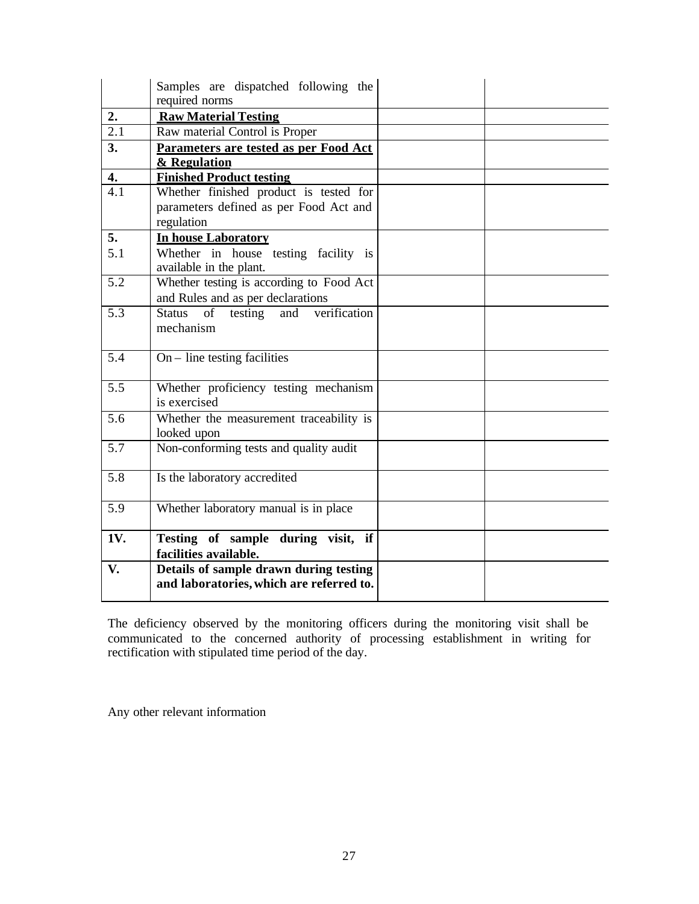|  |  |  |  |
|---|---|---|---|
|  | Samples are dispatched following the required norms |  |  |
| **2.** | **Raw Material Testing** |  |  |
| 2.1 | Raw material Control is Proper |  |  |
| **3.** | **Parameters are tested as per Food Act & Regulation** |  |  |
| **4.** | **Finished Product testing** |  |  |
| 4.1 | Whether finished product is tested for parameters defined as per Food Act and regulation |  |  |
| **5.**<br>5.1 | **In house Laboratory**<br>Whether in house testing facility is available in the plant. |  |  |
| 5.2 | Whether testing is according to Food Act and Rules and as per declarations |  |  |
| 5.3 | Status of testing and verification mechanism |  |  |
| 5.4 | On – line testing facilities |  |  |
| 5.5 | Whether proficiency testing mechanism is exercised |  |  |
| 5.6 | Whether the measurement traceability is looked upon |  |  |
| 5.7 | Non-conforming tests and quality audit |  |  |
| 5.8 | Is the laboratory accredited |  |  |
| 5.9 | Whether laboratory manual is in place |  |  |
| **1V.** | **Testing of sample during visit, if facilities available.** |  |  |
| **V.** | **Details of sample drawn during testing and laboratories, which are referred to.** |  |  |

The deficiency observed by the monitoring officers during the monitoring visit shall be communicated to the concerned authority of processing establishment in writing for rectification with stipulated time period of the day.

Any other relevant information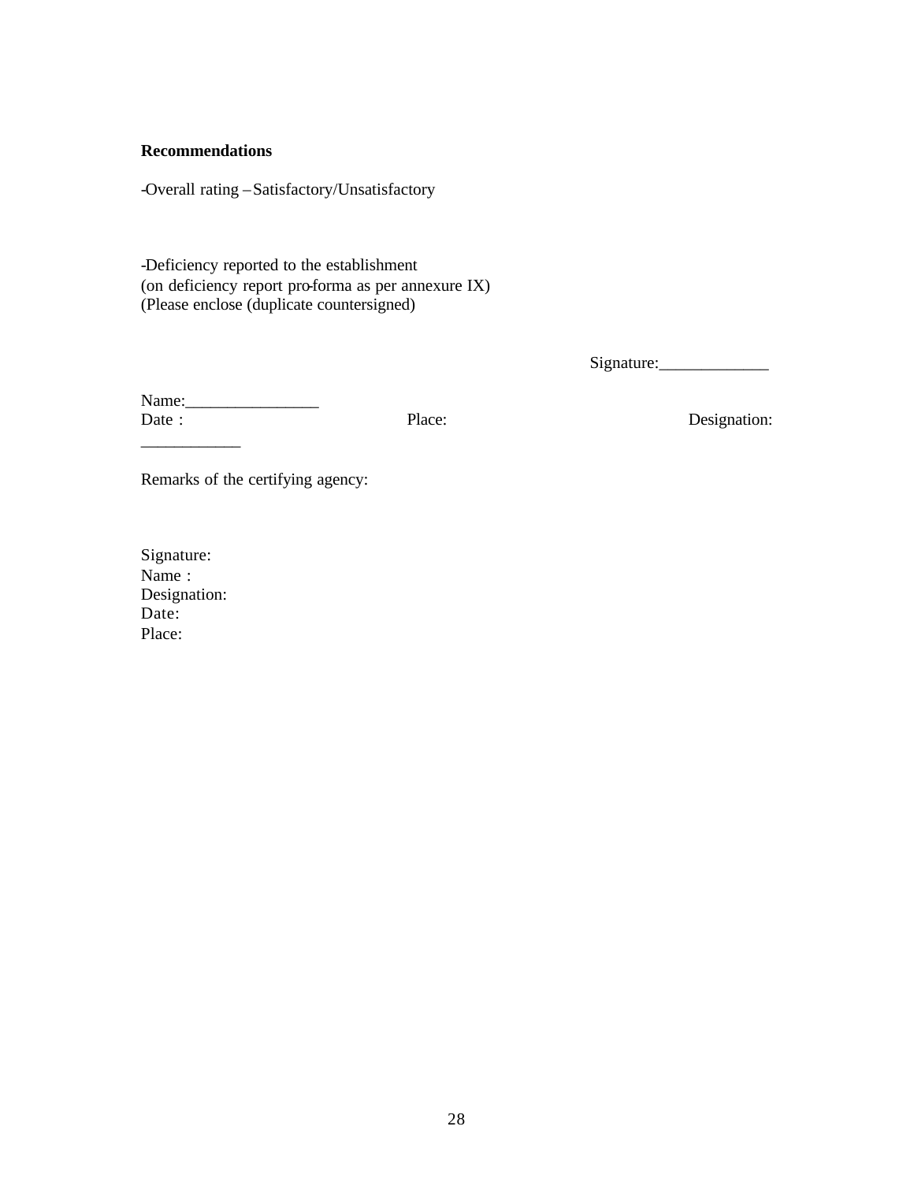**Recommendations**

-Overall rating – Satisfactory/Unsatisfactory

-Deficiency reported to the establishment
(on deficiency report pro-forma as per annexure IX)
(Please enclose (duplicate countersigned)

Signature:_____________

Name:________________
Date : Place: Designation:
___________

Remarks of the certifying agency:

Signature:
Name :
Designation:
Date:
Place: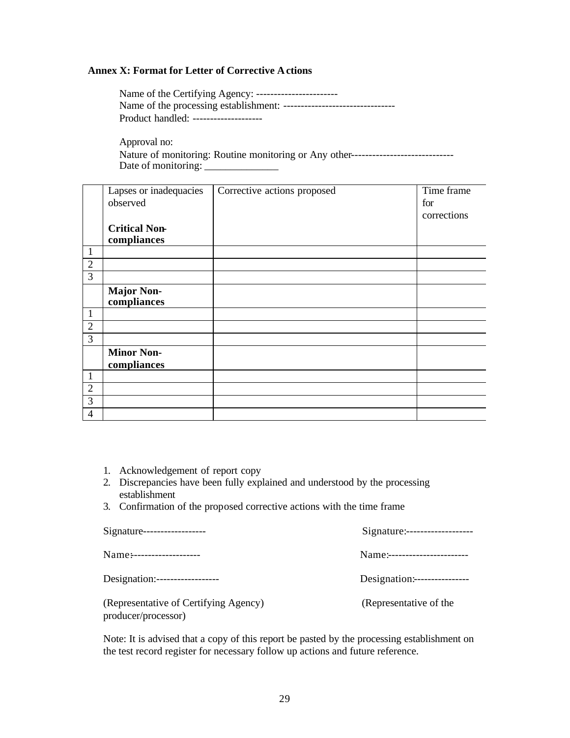### Annex X: Format for Letter of Corrective Actions

Name of the Certifying Agency: -----------------------
Name of the processing establishment: --------------------------------
Product handled: --------------------

Approval no:
Nature of monitoring: Routine monitoring or Any other-----------------------------
Date of monitoring: ______________

| | Lapses or inadequacies observed | Corrective actions proposed | Time frame for corrections |
|---|---|---|---|
| | **Critical Non-compliances** | | |
| 1 | | | |
| 2 | | | |
| 3 | | | |
| | **Major Non-compliances** | | |
| 1 | | | |
| 2 | | | |
| 3 | | | |
| | **Minor Non-compliances** | | |
| 1 | | | |
| 2 | | | |
| 3 | | | |
| 4 | | | |

1. Acknowledgement of report copy
2. Discrepancies have been fully explained and understood by the processing establishment
3. Confirmation of the proposed corrective actions with the time frame

Signature------------------
Name:-------------------
Designation:------------------
(Representative of Certifying Agency)

Signature:-------------------
Name:----------------------
Designation:----------------
(Representative of the producer/processor)

Note: It is advised that a copy of this report be pasted by the processing establishment on the test record register for necessary follow up actions and future reference.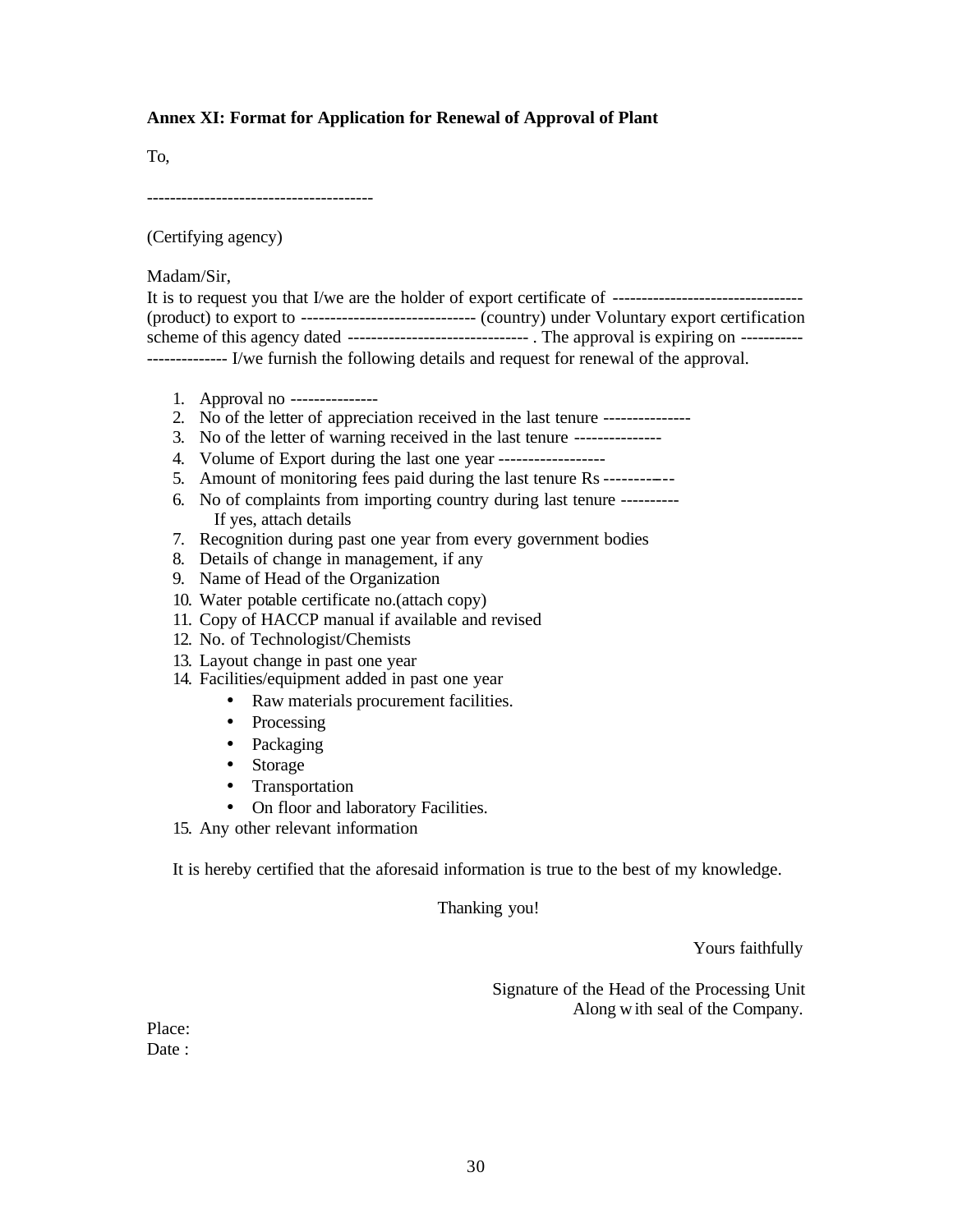**Annex XI: Format for Application for Renewal of Approval of Plant**

To,

---------------------------------------

(Certifying agency)

Madam/Sir,

It is to request you that I/we are the holder of export certificate of --------------------------------- (product) to export to ------------------------------ (country) under Voluntary export certification scheme of this agency dated ------------------------------- . The approval is expiring on ----------- -------------- I/we furnish the following details and request for renewal of the approval.

1. Approval no ---------------
2. No of the letter of appreciation received in the last tenure ---------------
3. No of the letter of warning received in the last tenure ---------------
4. Volume of Export during the last one year ------------------
5. Amount of monitoring fees paid during the last tenure Rs -------------
6. No of complaints from importing country during last tenure ----------
   If yes, attach details
7. Recognition during past one year from every government bodies
8. Details of change in management, if any
9. Name of Head of the Organization
10. Water potable certificate no.(attach copy)
11. Copy of HACCP manual if available and revised
12. No. of Technologist/Chemists
13. Layout change in past one year
14. Facilities/equipment added in past one year
    - Raw materials procurement facilities.
    - Processing
    - Packaging
    - Storage
    - Transportation
    - On floor and laboratory Facilities.
15. Any other relevant information

It is hereby certified that the aforesaid information is true to the best of my knowledge.

Thanking you!

Yours faithfully

Signature of the Head of the Processing Unit
Along with seal of the Company.

Place:
Date :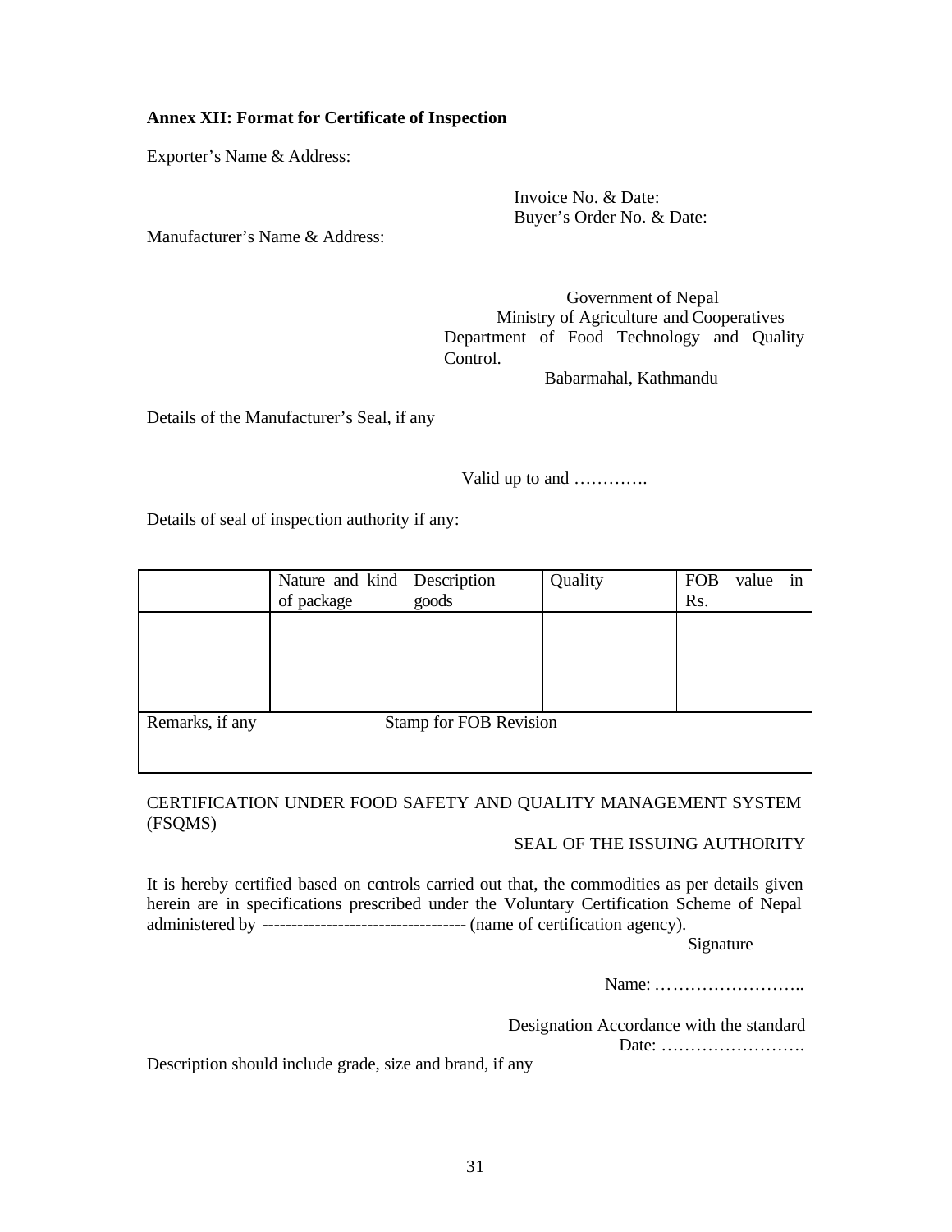**Annex XII: Format for Certificate of Inspection**

Exporter's Name & Address:

Invoice No. & Date:
Buyer's Order No. & Date:

Manufacturer's Name & Address:

Government of Nepal
Ministry of Agriculture and Cooperatives
Department of Food Technology and Quality Control.
Babarmahal, Kathmandu

Details of the Manufacturer's Seal, if any

Valid up to and ………….

Details of seal of inspection authority if any:

| | Nature and kind of package | Description goods | Quality | FOB value in Rs. |
|---|---|---|---|---|
| | | | | |
| Remarks, if any | | Stamp for FOB Revision | | |

CERTIFICATION UNDER FOOD SAFETY AND QUALITY MANAGEMENT SYSTEM (FSQMS)

SEAL OF THE ISSUING AUTHORITY

It is hereby certified based on controls carried out that, the commodities as per details given herein are in specifications prescribed under the Voluntary Certification Scheme of Nepal administered by ---------------------------------- (name of certification agency).

Signature

Name: ……………………..

Designation Accordance with the standard
Date: …………………….

Description should include grade, size and brand, if any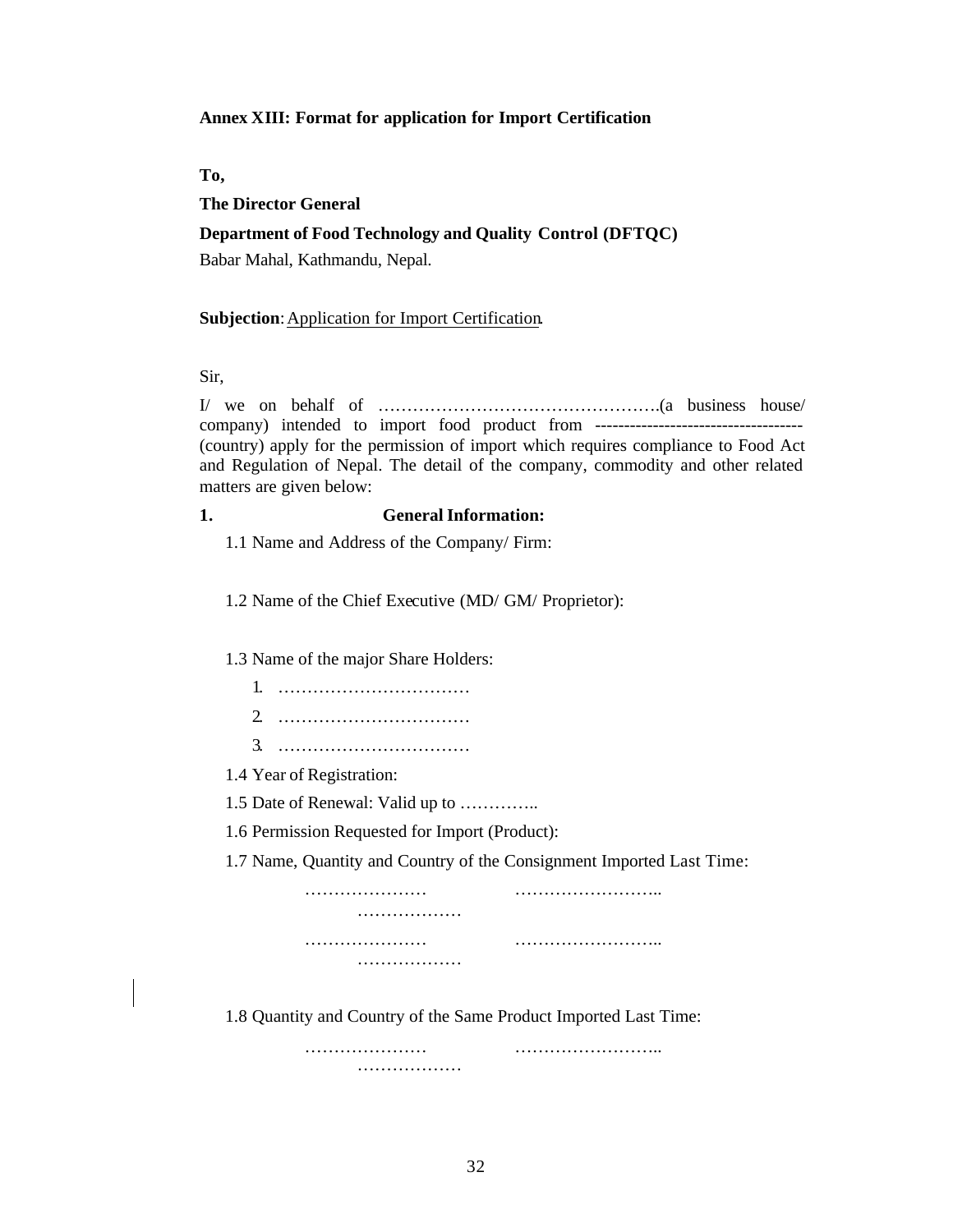**Annex XIII: Format for application for Import Certification**

**To,**

**The Director General**

**Department of Food Technology and Quality Control (DFTQC)**

Babar Mahal, Kathmandu, Nepal.

**Subjection**: Application for Import Certification.

Sir,

I/ we on behalf of ………………………………………….(a business house/ company) intended to import food product from ------------------------------------ (country) apply for the permission of import which requires compliance to Food Act and Regulation of Nepal. The detail of the company, commodity and other related matters are given below:

**1. General Information:**

1.1 Name and Address of the Company/ Firm:

1.2 Name of the Chief Executive (MD/ GM/ Proprietor):

1.3 Name of the major Share Holders:

1. ……………………………
2. ……………………………
3. ……………………………

1.4 Year of Registration:

1.5 Date of Renewal: Valid up to …………..

1.6 Permission Requested for Import (Product):

1.7 Name, Quantity and Country of the Consignment Imported Last Time:

………………… …………………….. ………………

………………… …………………….. ………………

1.8 Quantity and Country of the Same Product Imported Last Time:

………………… …………………….. ………………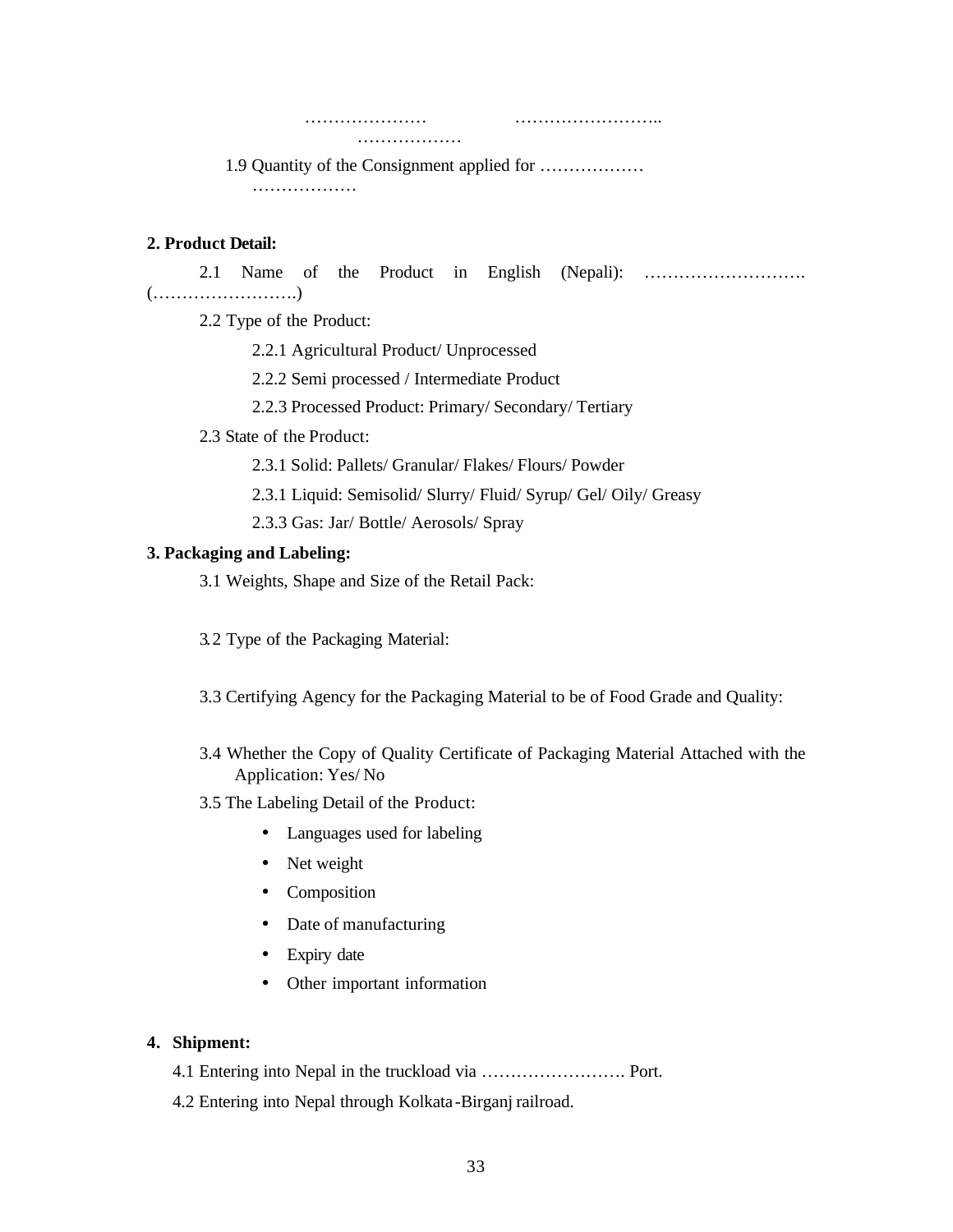………………… …………………….. ………………

1.9 Quantity of the Consignment applied for ……………… ………………

**2. Product Detail:**

2.1 Name of the Product in English (Nepali): ………………………. (…………………….)

2.2 Type of the Product:

2.2.1 Agricultural Product/ Unprocessed

2.2.2 Semi processed / Intermediate Product

2.2.3 Processed Product: Primary/ Secondary/ Tertiary

2.3 State of the Product:

2.3.1 Solid: Pallets/ Granular/ Flakes/ Flours/ Powder

2.3.1 Liquid: Semisolid/ Slurry/ Fluid/ Syrup/ Gel/ Oily/ Greasy

2.3.3 Gas: Jar/ Bottle/ Aerosols/ Spray

**3. Packaging and Labeling:**

3.1 Weights, Shape and Size of the Retail Pack:

3.2 Type of the Packaging Material:

3.3 Certifying Agency for the Packaging Material to be of Food Grade and Quality:

3.4 Whether the Copy of Quality Certificate of Packaging Material Attached with the Application: Yes/ No

3.5 The Labeling Detail of the Product:

- Languages used for labeling
- Net weight
- Composition
- Date of manufacturing
- Expiry date
- Other important information

**4. Shipment:**

4.1 Entering into Nepal in the truckload via ……………………. Port.

4.2 Entering into Nepal through Kolkata-Birganj railroad.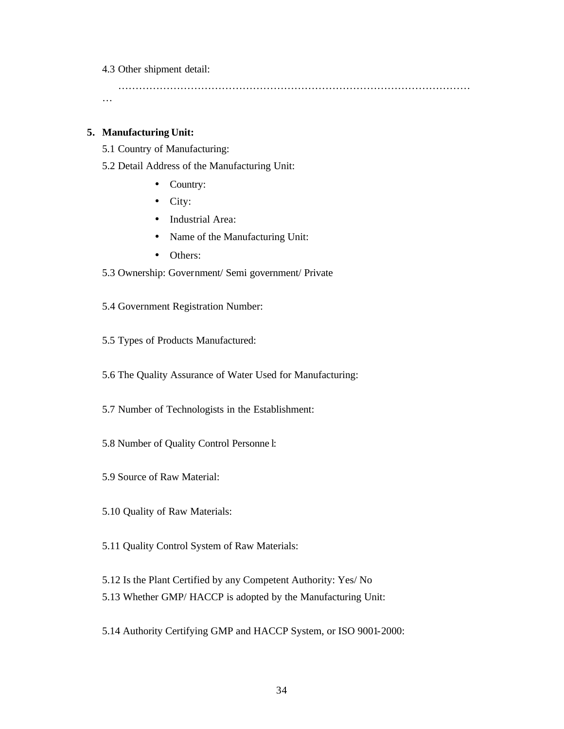4.3 Other shipment detail:

………………………………………………………………………………………………

5. **Manufacturing Unit:**

5.1 Country of Manufacturing:

5.2 Detail Address of the Manufacturing Unit:

- Country:
- City:
- Industrial Area:
- Name of the Manufacturing Unit:
- Others:

5.3 Ownership: Government/ Semi government/ Private

5.4 Government Registration Number:

5.5 Types of Products Manufactured:

5.6 The Quality Assurance of Water Used for Manufacturing:

5.7 Number of Technologists in the Establishment:

5.8 Number of Quality Control Personnel:

5.9 Source of Raw Material:

5.10 Quality of Raw Materials:

5.11 Quality Control System of Raw Materials:

5.12 Is the Plant Certified by any Competent Authority: Yes/ No

5.13 Whether GMP/ HACCP is adopted by the Manufacturing Unit:

5.14 Authority Certifying GMP and HACCP System, or ISO 9001-2000: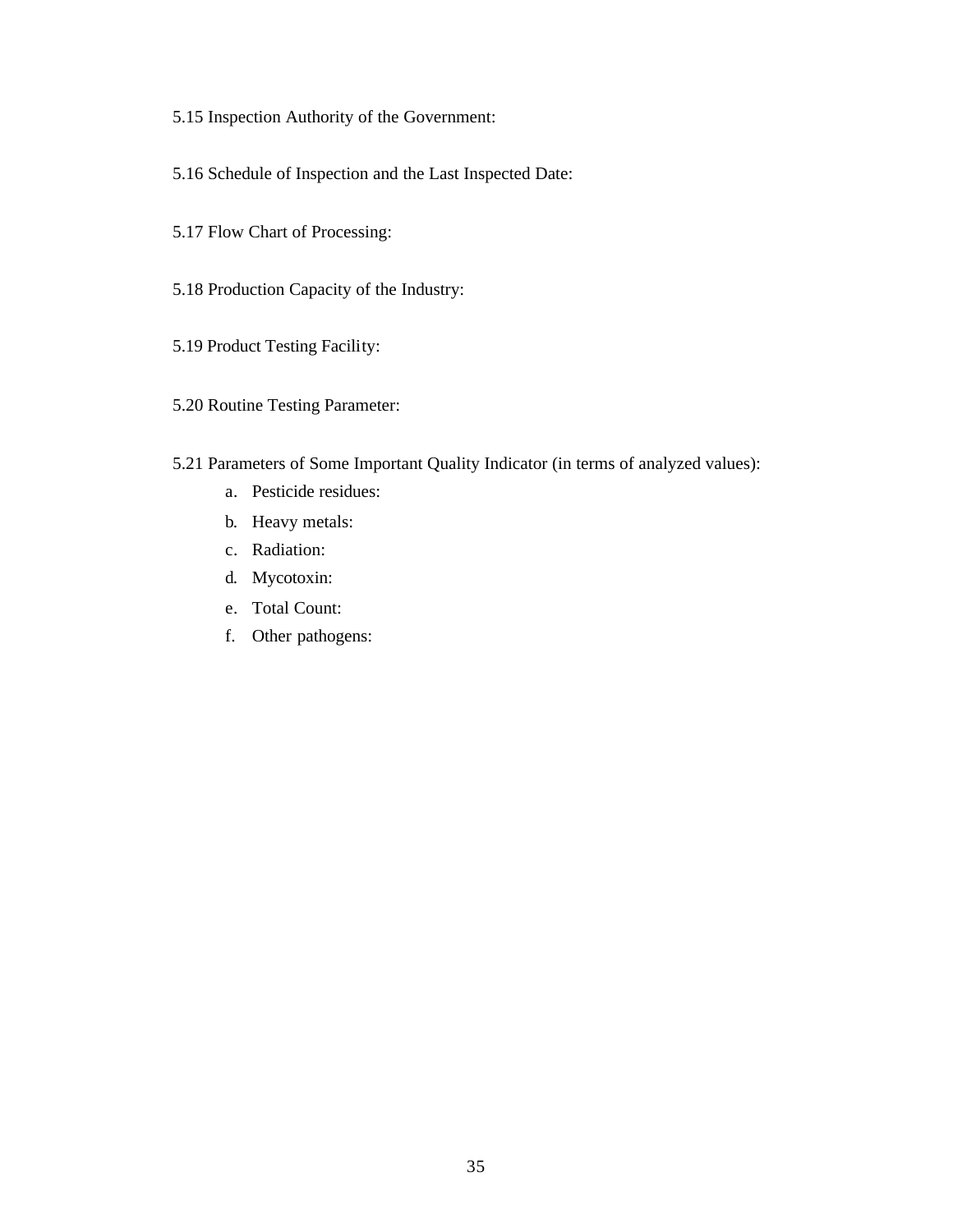5.15 Inspection Authority of the Government:

5.16 Schedule of Inspection and the Last Inspected Date:

5.17 Flow Chart of Processing:

5.18 Production Capacity of the Industry:

5.19 Product Testing Facility:

5.20 Routine Testing Parameter:

5.21 Parameters of Some Important Quality Indicator (in terms of analyzed values):

a. Pesticide residues:
b. Heavy metals:
c. Radiation:
d. Mycotoxin:
e. Total Count:
f. Other pathogens: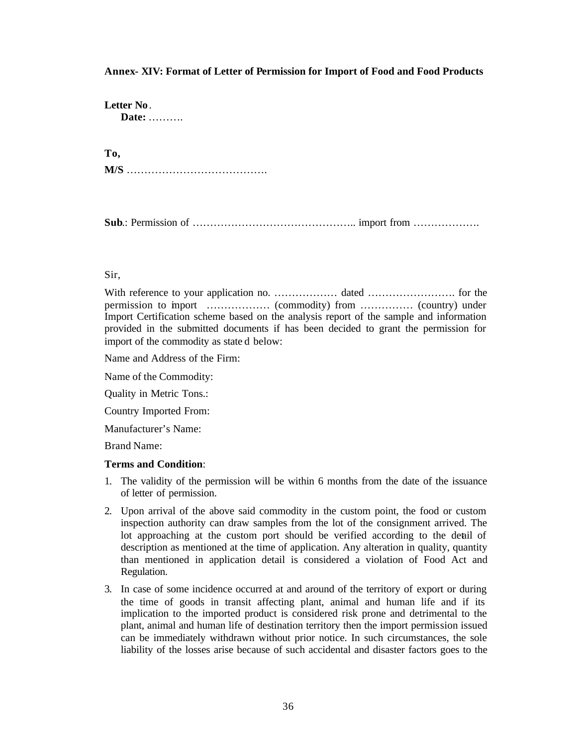**Annex- XIV: Format of Letter of Permission for Import of Food and Food Products**

**Letter No**.
**Date:** ……….

**To,**
**M/S** ………………………………….

**Sub**.: Permission of ……………………………………….. import from ……………….

Sir,

With reference to your application no. ……………… dated ……………………. for the permission to import ……………… (commodity) from …………… (country) under Import Certification scheme based on the analysis report of the sample and information provided in the submitted documents if has been decided to grant the permission for import of the commodity as stated below:

Name and Address of the Firm:

Name of the Commodity:

Quality in Metric Tons.:

Country Imported From:

Manufacturer's Name:

Brand Name:

**Terms and Condition**:

1. The validity of the permission will be within 6 months from the date of the issuance of letter of permission.
2. Upon arrival of the above said commodity in the custom point, the food or custom inspection authority can draw samples from the lot of the consignment arrived. The lot approaching at the custom port should be verified according to the detail of description as mentioned at the time of application. Any alteration in quality, quantity than mentioned in application detail is considered a violation of Food Act and Regulation.
3. In case of some incidence occurred at and around of the territory of export or during the time of goods in transit affecting plant, animal and human life and if its implication to the imported product is considered risk prone and detrimental to the plant, animal and human life of destination territory then the import permission issued can be immediately withdrawn without prior notice. In such circumstances, the sole liability of the losses arise because of such accidental and disaster factors goes to the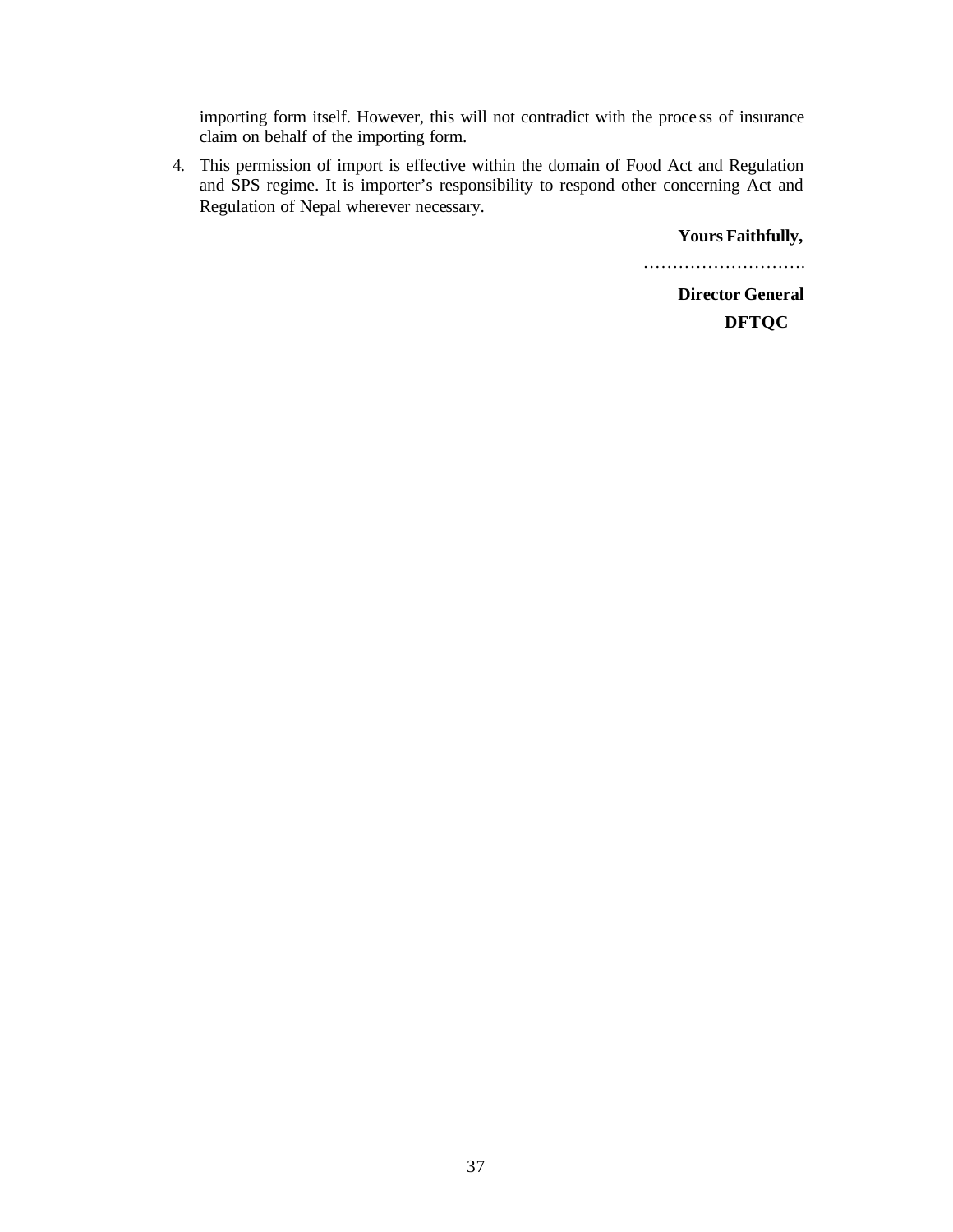importing form itself. However, this will not contradict with the process of insurance claim on behalf of the importing form.

4. This permission of import is effective within the domain of Food Act and Regulation and SPS regime. It is importer's responsibility to respond other concerning Act and Regulation of Nepal wherever necessary.

**Yours Faithfully,**

……………………….

**Director General**

**DFTQC**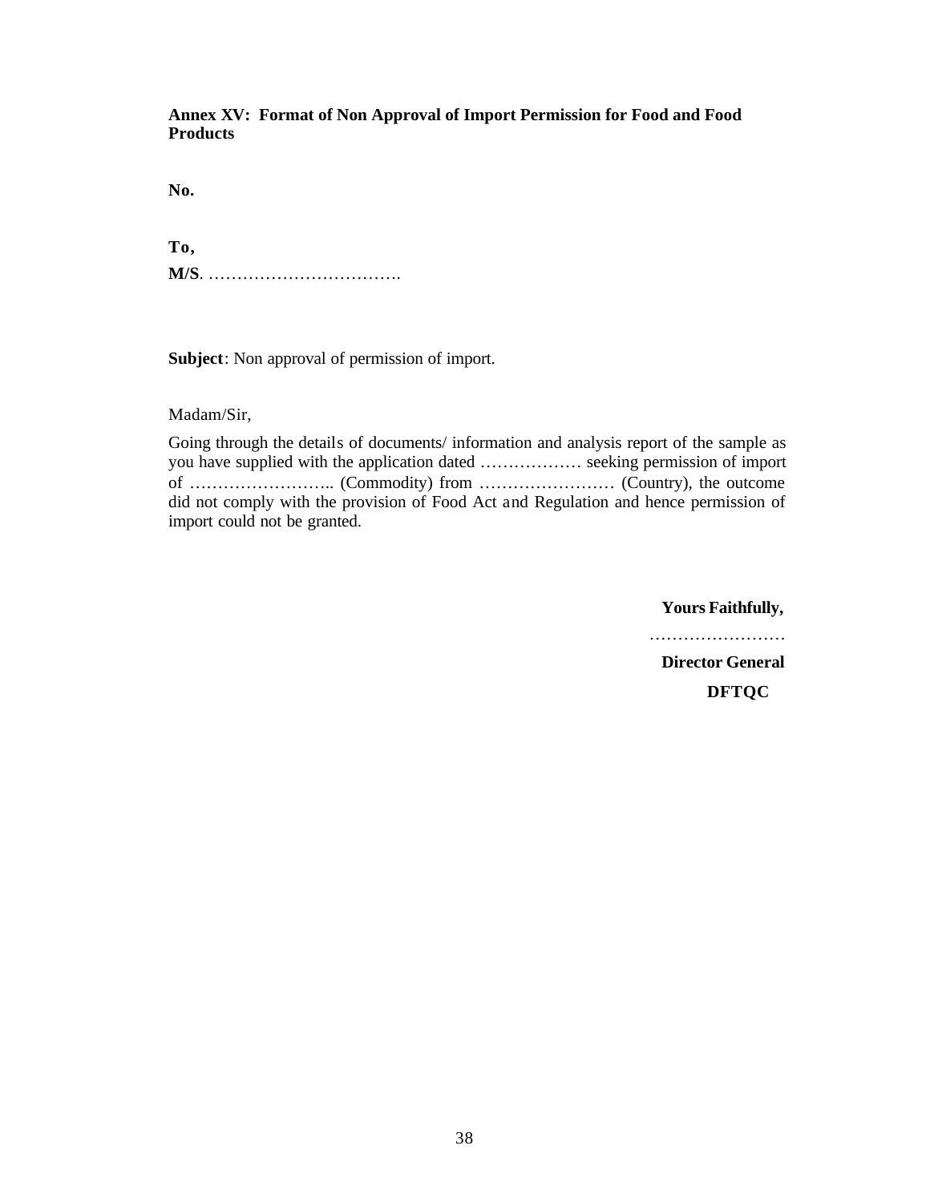**Annex XV: Format of Non Approval of Import Permission for Food and Food Products**

**No.**

**To,**

**M/S**. …………………………….

**Subject**: Non approval of permission of import.

Madam/Sir,

Going through the details of documents/ information and analysis report of the sample as you have supplied with the application dated ……………… seeking permission of import of …………………….. (Commodity) from …………………… (Country), the outcome did not comply with the provision of Food Act and Regulation and hence permission of import could not be granted.

**Yours Faithfully,**

……………………

**Director General**

**DFTQC**